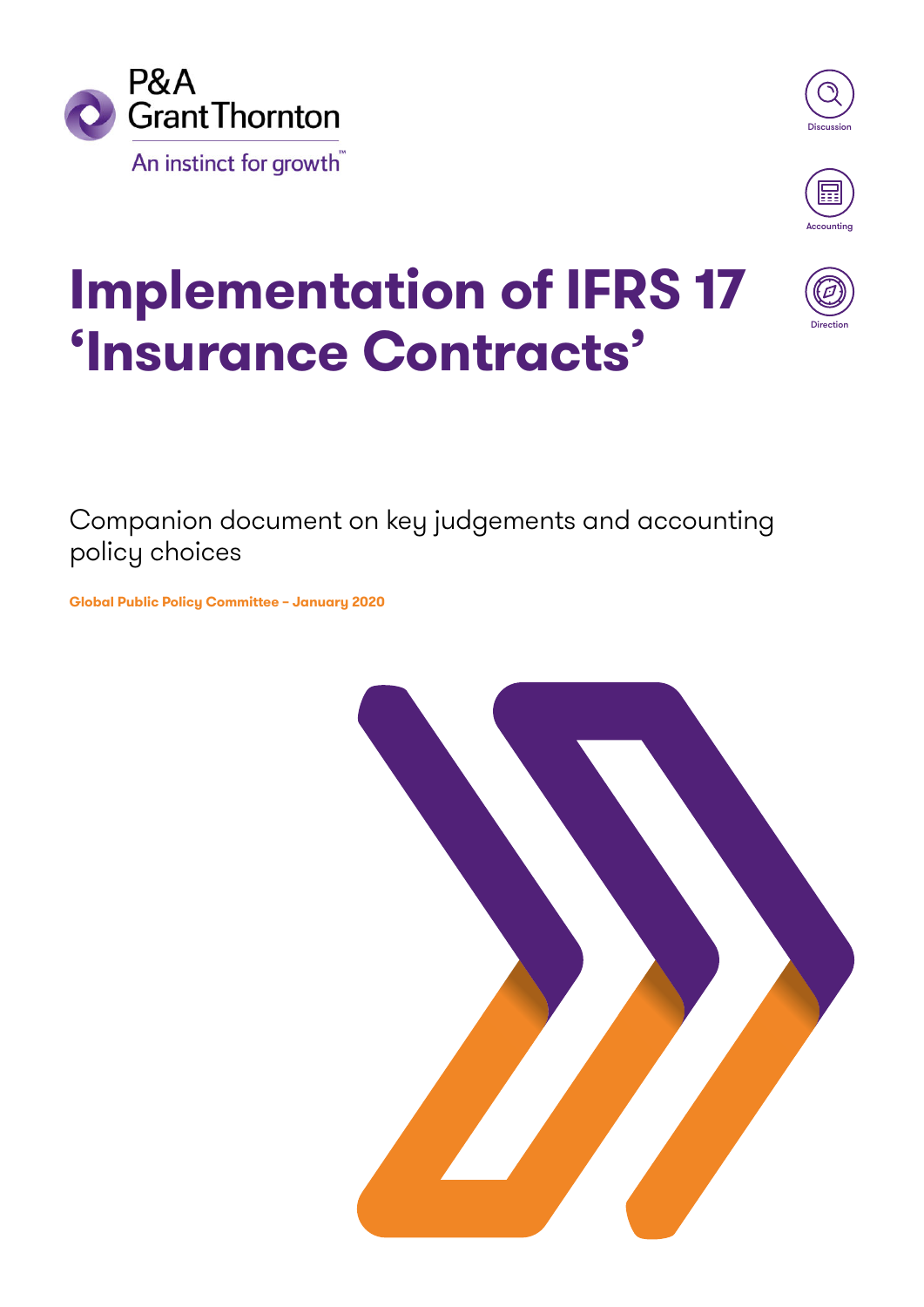P&A Grant Thornton

An instinct for growth™

Discussion

Accounting

Direction

# Implementation of IFRS 17 'Insurance Contracts'

Companion document on key judgements and accounting policy choices

**Global Public Policy Committee – January 2020**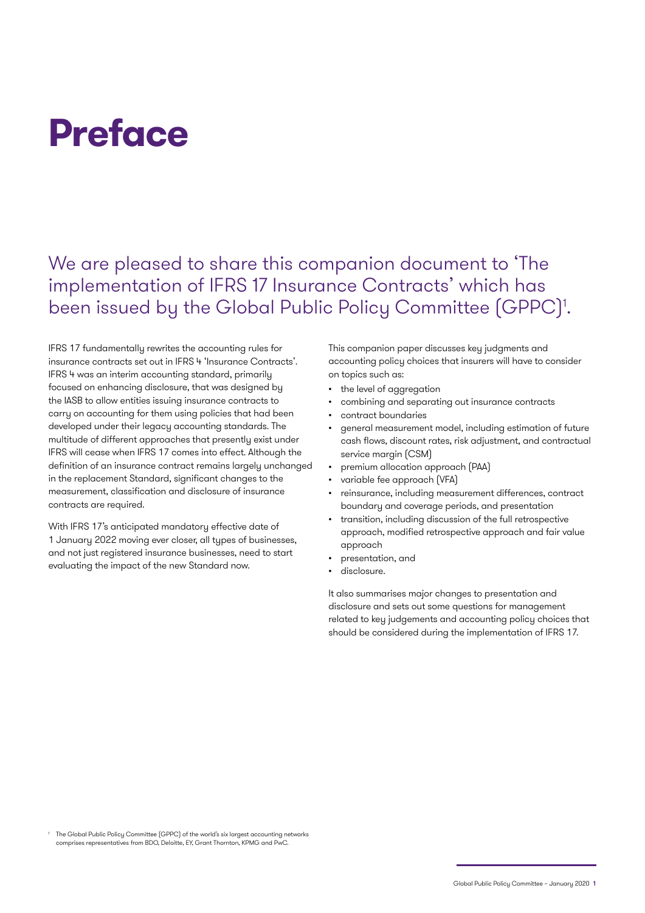# Preface

## We are pleased to share this companion document to 'The implementation of IFRS 17 Insurance Contracts' which has been issued by the Global Public Policy Committee (GPPC)[1].

IFRS 17 fundamentally rewrites the accounting rules for insurance contracts set out in IFRS 4 'Insurance Contracts'. IFRS 4 was an interim accounting standard, primarily focused on enhancing disclosure, that was designed by the IASB to allow entities issuing insurance contracts to carry on accounting for them using policies that had been developed under their legacy accounting standards. The multitude of different approaches that presently exist under IFRS will cease when IFRS 17 comes into effect. Although the definition of an insurance contract remains largely unchanged in the replacement Standard, significant changes to the measurement, classification and disclosure of insurance contracts are required.

With IFRS 17's anticipated mandatory effective date of 1 January 2022 moving ever closer, all types of businesses, and not just registered insurance businesses, need to start evaluating the impact of the new Standard now.

This companion paper discusses key judgments and accounting policy choices that insurers will have to consider on topics such as:

- the level of aggregation
- combining and separating out insurance contracts
- contract boundaries
- general measurement model, including estimation of future cash flows, discount rates, risk adjustment, and contractual service margin (CSM)
- premium allocation approach (PAA)
- variable fee approach (VFA)
- reinsurance, including measurement differences, contract boundary and coverage periods, and presentation
- transition, including discussion of the full retrospective approach, modified retrospective approach and fair value approach
- presentation, and
- disclosure.

It also summarises major changes to presentation and disclosure and sets out some questions for management related to key judgements and accounting policy choices that should be considered during the implementation of IFRS 17.

[1] The Global Public Policy Committee (GPPC) of the world's six largest accounting networks comprises representatives from BDO, Deloitte, EY, Grant Thornton, KPMG and PwC.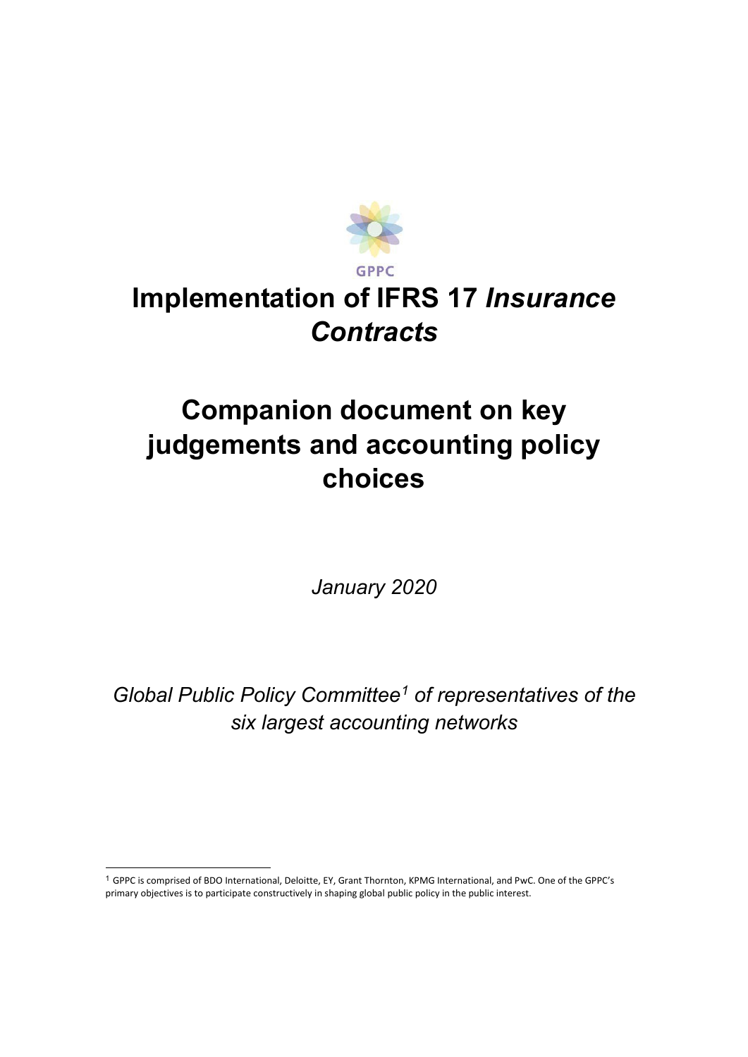GPPC

# Implementation of IFRS 17 *Insurance Contracts*

# Companion document on key judgements and accounting policy choices

*January 2020*

*Global Public Policy Committee[1] of representatives of the six largest accounting networks*

[1] GPPC is comprised of BDO International, Deloitte, EY, Grant Thornton, KPMG International, and PwC. One of the GPPC's primary objectives is to participate constructively in shaping global public policy in the public interest.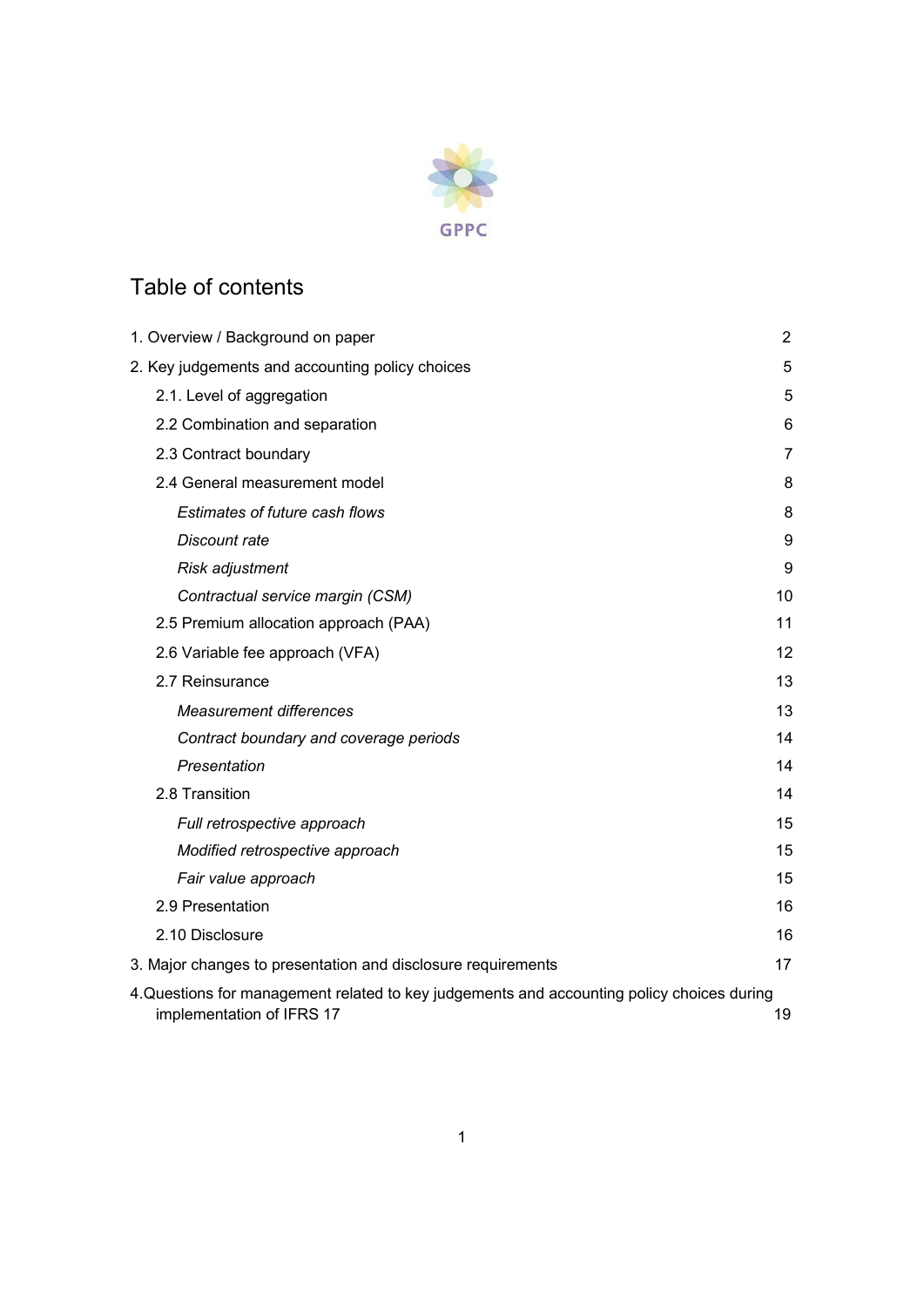GPPC

# Table of contents

| | |
|---|---|
| 1. Overview / Background on paper | 2 |
| 2. Key judgements and accounting policy choices | 5 |
| 2.1. Level of aggregation | 5 |
| 2.2 Combination and separation | 6 |
| 2.3 Contract boundary | 7 |
| 2.4 General measurement model | 8 |
| *Estimates of future cash flows* | 8 |
| *Discount rate* | 9 |
| *Risk adjustment* | 9 |
| *Contractual service margin (CSM)* | 10 |
| 2.5 Premium allocation approach (PAA) | 11 |
| 2.6 Variable fee approach (VFA) | 12 |
| 2.7 Reinsurance | 13 |
| *Measurement differences* | 13 |
| *Contract boundary and coverage periods* | 14 |
| *Presentation* | 14 |
| 2.8 Transition | 14 |
| *Full retrospective approach* | 15 |
| *Modified retrospective approach* | 15 |
| *Fair value approach* | 15 |
| 2.9 Presentation | 16 |
| 2.10 Disclosure | 16 |
| 3. Major changes to presentation and disclosure requirements | 17 |
| 4. Questions for management related to key judgements and accounting policy choices during implementation of IFRS 17 | 19 |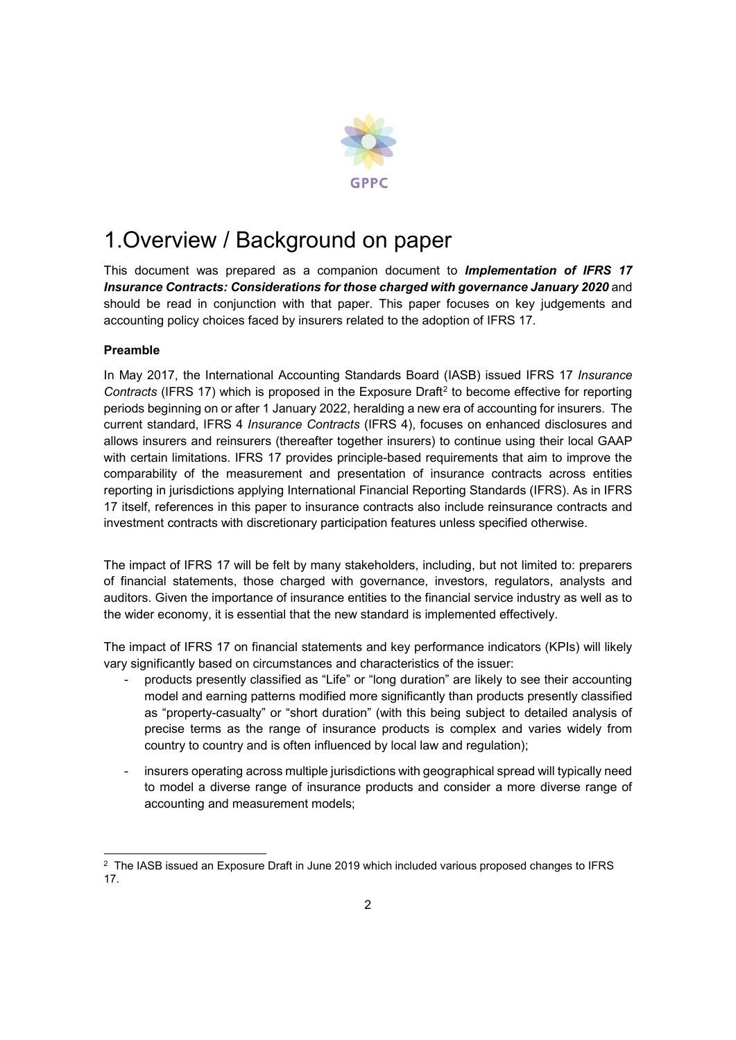# 1.Overview / Background on paper

This document was prepared as a companion document to ***Implementation of IFRS 17 Insurance Contracts: Considerations for those charged with governance January 2020*** and should be read in conjunction with that paper. This paper focuses on key judgements and accounting policy choices faced by insurers related to the adoption of IFRS 17.

**Preamble**

In May 2017, the International Accounting Standards Board (IASB) issued IFRS 17 *Insurance Contracts* (IFRS 17) which is proposed in the Exposure Draft[2] to become effective for reporting periods beginning on or after 1 January 2022, heralding a new era of accounting for insurers. The current standard, IFRS 4 *Insurance Contracts* (IFRS 4), focuses on enhanced disclosures and allows insurers and reinsurers (thereafter together insurers) to continue using their local GAAP with certain limitations. IFRS 17 provides principle-based requirements that aim to improve the comparability of the measurement and presentation of insurance contracts across entities reporting in jurisdictions applying International Financial Reporting Standards (IFRS). As in IFRS 17 itself, references in this paper to insurance contracts also include reinsurance contracts and investment contracts with discretionary participation features unless specified otherwise.

The impact of IFRS 17 will be felt by many stakeholders, including, but not limited to: preparers of financial statements, those charged with governance, investors, regulators, analysts and auditors. Given the importance of insurance entities to the financial service industry as well as to the wider economy, it is essential that the new standard is implemented effectively.

The impact of IFRS 17 on financial statements and key performance indicators (KPIs) will likely vary significantly based on circumstances and characteristics of the issuer:

- products presently classified as "Life" or "long duration" are likely to see their accounting model and earning patterns modified more significantly than products presently classified as "property-casualty" or "short duration" (with this being subject to detailed analysis of precise terms as the range of insurance products is complex and varies widely from country to country and is often influenced by local law and regulation);
- insurers operating across multiple jurisdictions with geographical spread will typically need to model a diverse range of insurance products and consider a more diverse range of accounting and measurement models;

[2] The IASB issued an Exposure Draft in June 2019 which included various proposed changes to IFRS 17.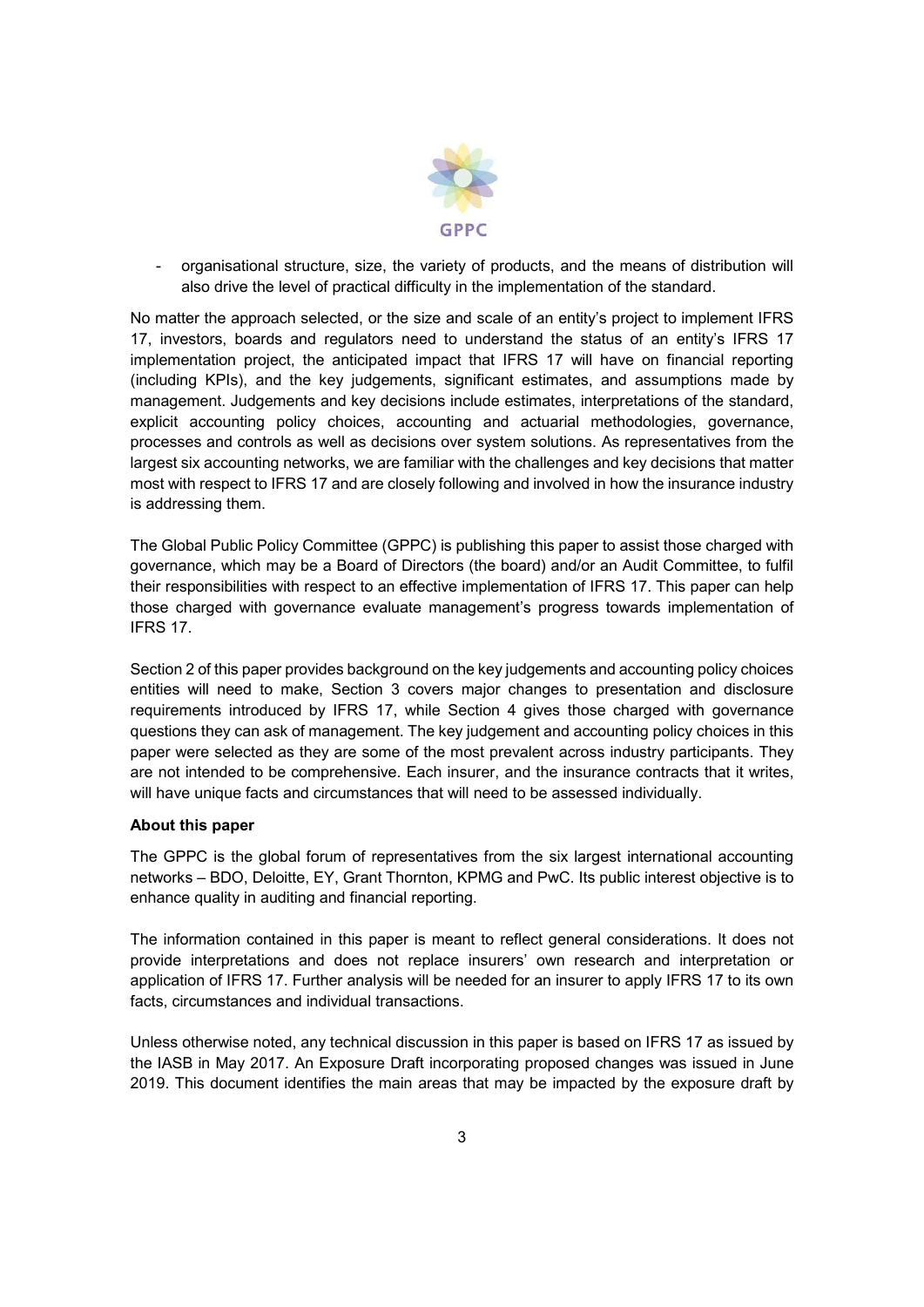- organisational structure, size, the variety of products, and the means of distribution will also drive the level of practical difficulty in the implementation of the standard.

No matter the approach selected, or the size and scale of an entity's project to implement IFRS 17, investors, boards and regulators need to understand the status of an entity's IFRS 17 implementation project, the anticipated impact that IFRS 17 will have on financial reporting (including KPIs), and the key judgements, significant estimates, and assumptions made by management. Judgements and key decisions include estimates, interpretations of the standard, explicit accounting policy choices, accounting and actuarial methodologies, governance, processes and controls as well as decisions over system solutions. As representatives from the largest six accounting networks, we are familiar with the challenges and key decisions that matter most with respect to IFRS 17 and are closely following and involved in how the insurance industry is addressing them.

The Global Public Policy Committee (GPPC) is publishing this paper to assist those charged with governance, which may be a Board of Directors (the board) and/or an Audit Committee, to fulfil their responsibilities with respect to an effective implementation of IFRS 17. This paper can help those charged with governance evaluate management's progress towards implementation of IFRS 17.

Section 2 of this paper provides background on the key judgements and accounting policy choices entities will need to make, Section 3 covers major changes to presentation and disclosure requirements introduced by IFRS 17, while Section 4 gives those charged with governance questions they can ask of management. The key judgement and accounting policy choices in this paper were selected as they are some of the most prevalent across industry participants. They are not intended to be comprehensive. Each insurer, and the insurance contracts that it writes, will have unique facts and circumstances that will need to be assessed individually.

**About this paper**

The GPPC is the global forum of representatives from the six largest international accounting networks – BDO, Deloitte, EY, Grant Thornton, KPMG and PwC. Its public interest objective is to enhance quality in auditing and financial reporting.

The information contained in this paper is meant to reflect general considerations. It does not provide interpretations and does not replace insurers' own research and interpretation or application of IFRS 17. Further analysis will be needed for an insurer to apply IFRS 17 to its own facts, circumstances and individual transactions.

Unless otherwise noted, any technical discussion in this paper is based on IFRS 17 as issued by the IASB in May 2017. An Exposure Draft incorporating proposed changes was issued in June 2019. This document identifies the main areas that may be impacted by the exposure draft by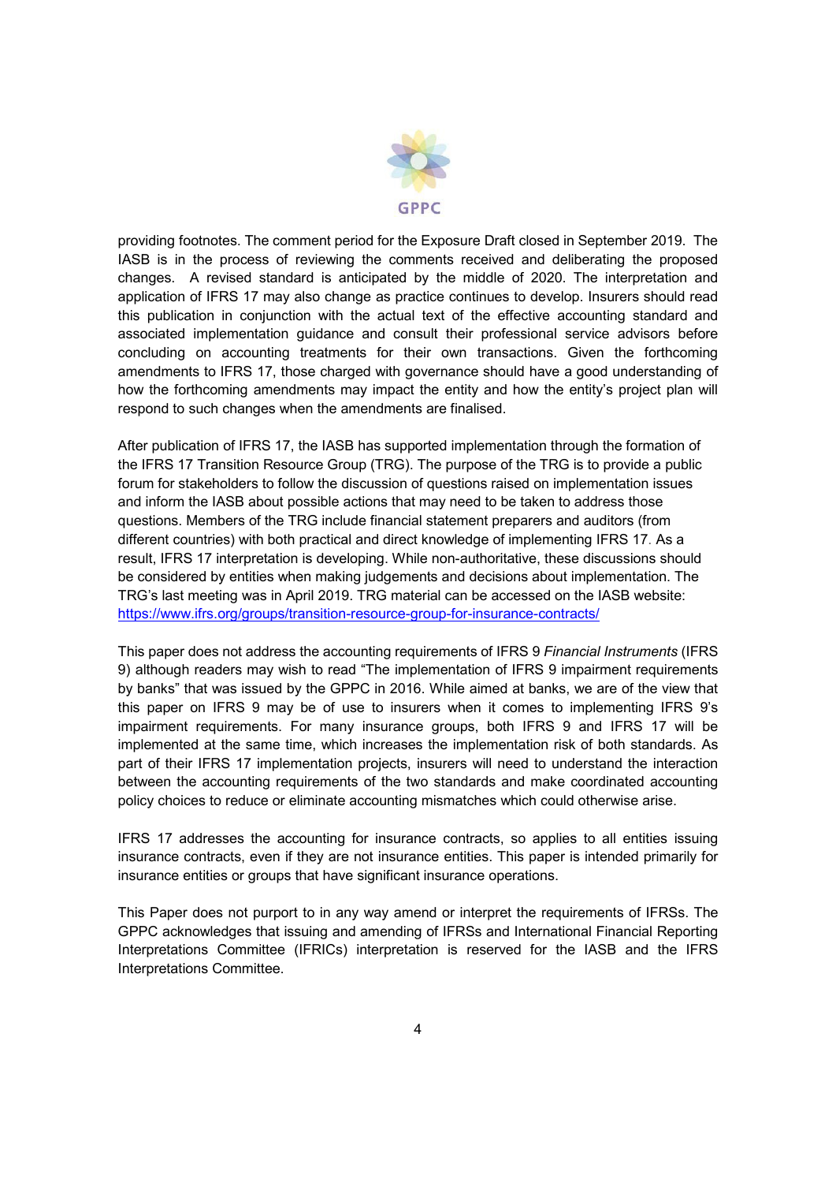providing footnotes. The comment period for the Exposure Draft closed in September 2019. The IASB is in the process of reviewing the comments received and deliberating the proposed changes. A revised standard is anticipated by the middle of 2020. The interpretation and application of IFRS 17 may also change as practice continues to develop. Insurers should read this publication in conjunction with the actual text of the effective accounting standard and associated implementation guidance and consult their professional service advisors before concluding on accounting treatments for their own transactions. Given the forthcoming amendments to IFRS 17, those charged with governance should have a good understanding of how the forthcoming amendments may impact the entity and how the entity's project plan will respond to such changes when the amendments are finalised.

After publication of IFRS 17, the IASB has supported implementation through the formation of the IFRS 17 Transition Resource Group (TRG). The purpose of the TRG is to provide a public forum for stakeholders to follow the discussion of questions raised on implementation issues and inform the IASB about possible actions that may need to be taken to address those questions. Members of the TRG include financial statement preparers and auditors (from different countries) with both practical and direct knowledge of implementing IFRS 17. As a result, IFRS 17 interpretation is developing. While non-authoritative, these discussions should be considered by entities when making judgements and decisions about implementation. The TRG's last meeting was in April 2019. TRG material can be accessed on the IASB website: https://www.ifrs.org/groups/transition-resource-group-for-insurance-contracts/

This paper does not address the accounting requirements of IFRS 9 *Financial Instruments* (IFRS 9) although readers may wish to read "The implementation of IFRS 9 impairment requirements by banks" that was issued by the GPPC in 2016. While aimed at banks, we are of the view that this paper on IFRS 9 may be of use to insurers when it comes to implementing IFRS 9's impairment requirements. For many insurance groups, both IFRS 9 and IFRS 17 will be implemented at the same time, which increases the implementation risk of both standards. As part of their IFRS 17 implementation projects, insurers will need to understand the interaction between the accounting requirements of the two standards and make coordinated accounting policy choices to reduce or eliminate accounting mismatches which could otherwise arise.

IFRS 17 addresses the accounting for insurance contracts, so applies to all entities issuing insurance contracts, even if they are not insurance entities. This paper is intended primarily for insurance entities or groups that have significant insurance operations.

This Paper does not purport to in any way amend or interpret the requirements of IFRSs. The GPPC acknowledges that issuing and amending of IFRSs and International Financial Reporting Interpretations Committee (IFRICs) interpretation is reserved for the IASB and the IFRS Interpretations Committee.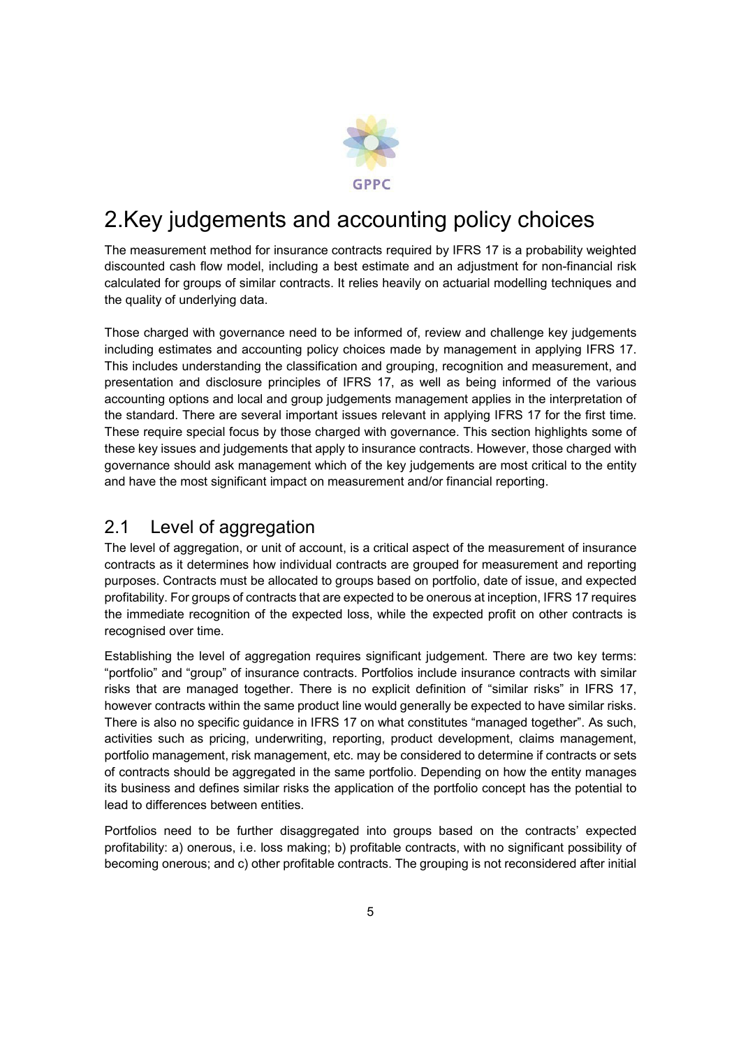# 2. Key judgements and accounting policy choices

The measurement method for insurance contracts required by IFRS 17 is a probability weighted discounted cash flow model, including a best estimate and an adjustment for non-financial risk calculated for groups of similar contracts. It relies heavily on actuarial modelling techniques and the quality of underlying data.

Those charged with governance need to be informed of, review and challenge key judgements including estimates and accounting policy choices made by management in applying IFRS 17. This includes understanding the classification and grouping, recognition and measurement, and presentation and disclosure principles of IFRS 17, as well as being informed of the various accounting options and local and group judgements management applies in the interpretation of the standard. There are several important issues relevant in applying IFRS 17 for the first time. These require special focus by those charged with governance. This section highlights some of these key issues and judgements that apply to insurance contracts. However, those charged with governance should ask management which of the key judgements are most critical to the entity and have the most significant impact on measurement and/or financial reporting.

## 2.1 Level of aggregation

The level of aggregation, or unit of account, is a critical aspect of the measurement of insurance contracts as it determines how individual contracts are grouped for measurement and reporting purposes. Contracts must be allocated to groups based on portfolio, date of issue, and expected profitability. For groups of contracts that are expected to be onerous at inception, IFRS 17 requires the immediate recognition of the expected loss, while the expected profit on other contracts is recognised over time.

Establishing the level of aggregation requires significant judgement. There are two key terms: "portfolio" and "group" of insurance contracts. Portfolios include insurance contracts with similar risks that are managed together. There is no explicit definition of "similar risks" in IFRS 17, however contracts within the same product line would generally be expected to have similar risks. There is also no specific guidance in IFRS 17 on what constitutes "managed together". As such, activities such as pricing, underwriting, reporting, product development, claims management, portfolio management, risk management, etc. may be considered to determine if contracts or sets of contracts should be aggregated in the same portfolio. Depending on how the entity manages its business and defines similar risks the application of the portfolio concept has the potential to lead to differences between entities.

Portfolios need to be further disaggregated into groups based on the contracts' expected profitability: a) onerous, i.e. loss making; b) profitable contracts, with no significant possibility of becoming onerous; and c) other profitable contracts. The grouping is not reconsidered after initial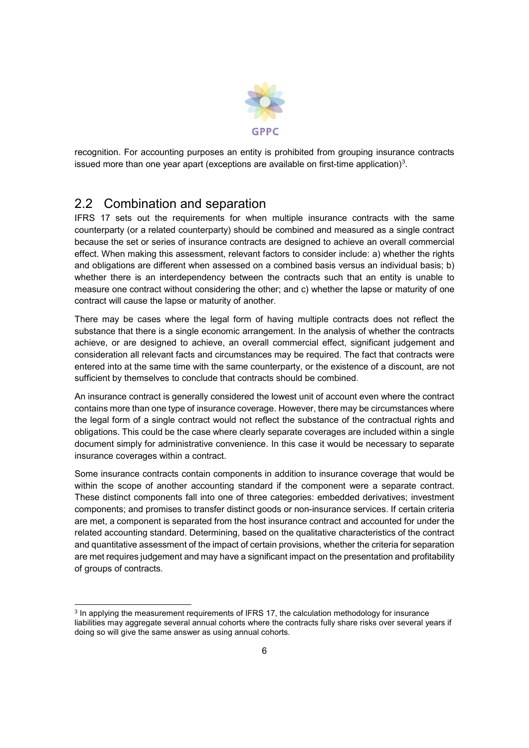recognition. For accounting purposes an entity is prohibited from grouping insurance contracts issued more than one year apart (exceptions are available on first-time application)[3].

## 2.2 Combination and separation

IFRS 17 sets out the requirements for when multiple insurance contracts with the same counterparty (or a related counterparty) should be combined and measured as a single contract because the set or series of insurance contracts are designed to achieve an overall commercial effect. When making this assessment, relevant factors to consider include: a) whether the rights and obligations are different when assessed on a combined basis versus an individual basis; b) whether there is an interdependency between the contracts such that an entity is unable to measure one contract without considering the other; and c) whether the lapse or maturity of one contract will cause the lapse or maturity of another.

There may be cases where the legal form of having multiple contracts does not reflect the substance that there is a single economic arrangement. In the analysis of whether the contracts achieve, or are designed to achieve, an overall commercial effect, significant judgement and consideration all relevant facts and circumstances may be required. The fact that contracts were entered into at the same time with the same counterparty, or the existence of a discount, are not sufficient by themselves to conclude that contracts should be combined.

An insurance contract is generally considered the lowest unit of account even where the contract contains more than one type of insurance coverage. However, there may be circumstances where the legal form of a single contract would not reflect the substance of the contractual rights and obligations. This could be the case where clearly separate coverages are included within a single document simply for administrative convenience. In this case it would be necessary to separate insurance coverages within a contract.

Some insurance contracts contain components in addition to insurance coverage that would be within the scope of another accounting standard if the component were a separate contract. These distinct components fall into one of three categories: embedded derivatives; investment components; and promises to transfer distinct goods or non-insurance services. If certain criteria are met, a component is separated from the host insurance contract and accounted for under the related accounting standard. Determining, based on the qualitative characteristics of the contract and quantitative assessment of the impact of certain provisions, whether the criteria for separation are met requires judgement and may have a significant impact on the presentation and profitability of groups of contracts.

[3] In applying the measurement requirements of IFRS 17, the calculation methodology for insurance liabilities may aggregate several annual cohorts where the contracts fully share risks over several years if doing so will give the same answer as using annual cohorts.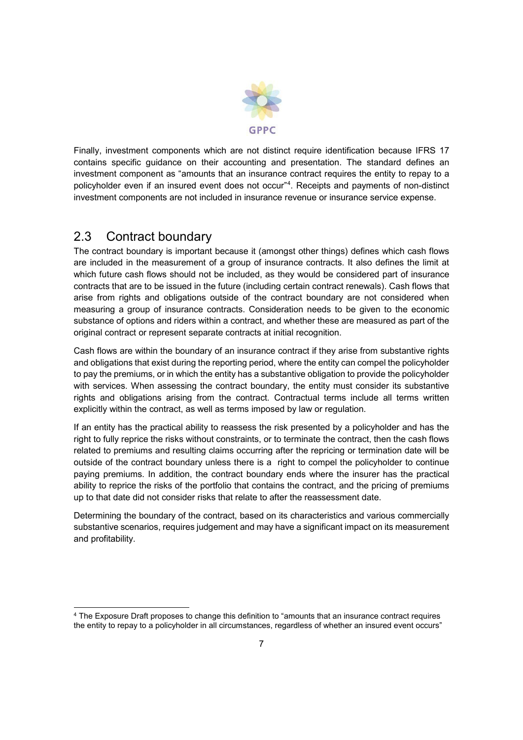Finally, investment components which are not distinct require identification because IFRS 17 contains specific guidance on their accounting and presentation. The standard defines an investment component as "amounts that an insurance contract requires the entity to repay to a policyholder even if an insured event does not occur"[4]. Receipts and payments of non-distinct investment components are not included in insurance revenue or insurance service expense.

## 2.3 Contract boundary

The contract boundary is important because it (amongst other things) defines which cash flows are included in the measurement of a group of insurance contracts. It also defines the limit at which future cash flows should not be included, as they would be considered part of insurance contracts that are to be issued in the future (including certain contract renewals). Cash flows that arise from rights and obligations outside of the contract boundary are not considered when measuring a group of insurance contracts. Consideration needs to be given to the economic substance of options and riders within a contract, and whether these are measured as part of the original contract or represent separate contracts at initial recognition.

Cash flows are within the boundary of an insurance contract if they arise from substantive rights and obligations that exist during the reporting period, where the entity can compel the policyholder to pay the premiums, or in which the entity has a substantive obligation to provide the policyholder with services. When assessing the contract boundary, the entity must consider its substantive rights and obligations arising from the contract. Contractual terms include all terms written explicitly within the contract, as well as terms imposed by law or regulation.

If an entity has the practical ability to reassess the risk presented by a policyholder and has the right to fully reprice the risks without constraints, or to terminate the contract, then the cash flows related to premiums and resulting claims occurring after the repricing or termination date will be outside of the contract boundary unless there is a right to compel the policyholder to continue paying premiums. In addition, the contract boundary ends where the insurer has the practical ability to reprice the risks of the portfolio that contains the contract, and the pricing of premiums up to that date did not consider risks that relate to after the reassessment date.

Determining the boundary of the contract, based on its characteristics and various commercially substantive scenarios, requires judgement and may have a significant impact on its measurement and profitability.

[4] The Exposure Draft proposes to change this definition to "amounts that an insurance contract requires the entity to repay to a policyholder in all circumstances, regardless of whether an insured event occurs"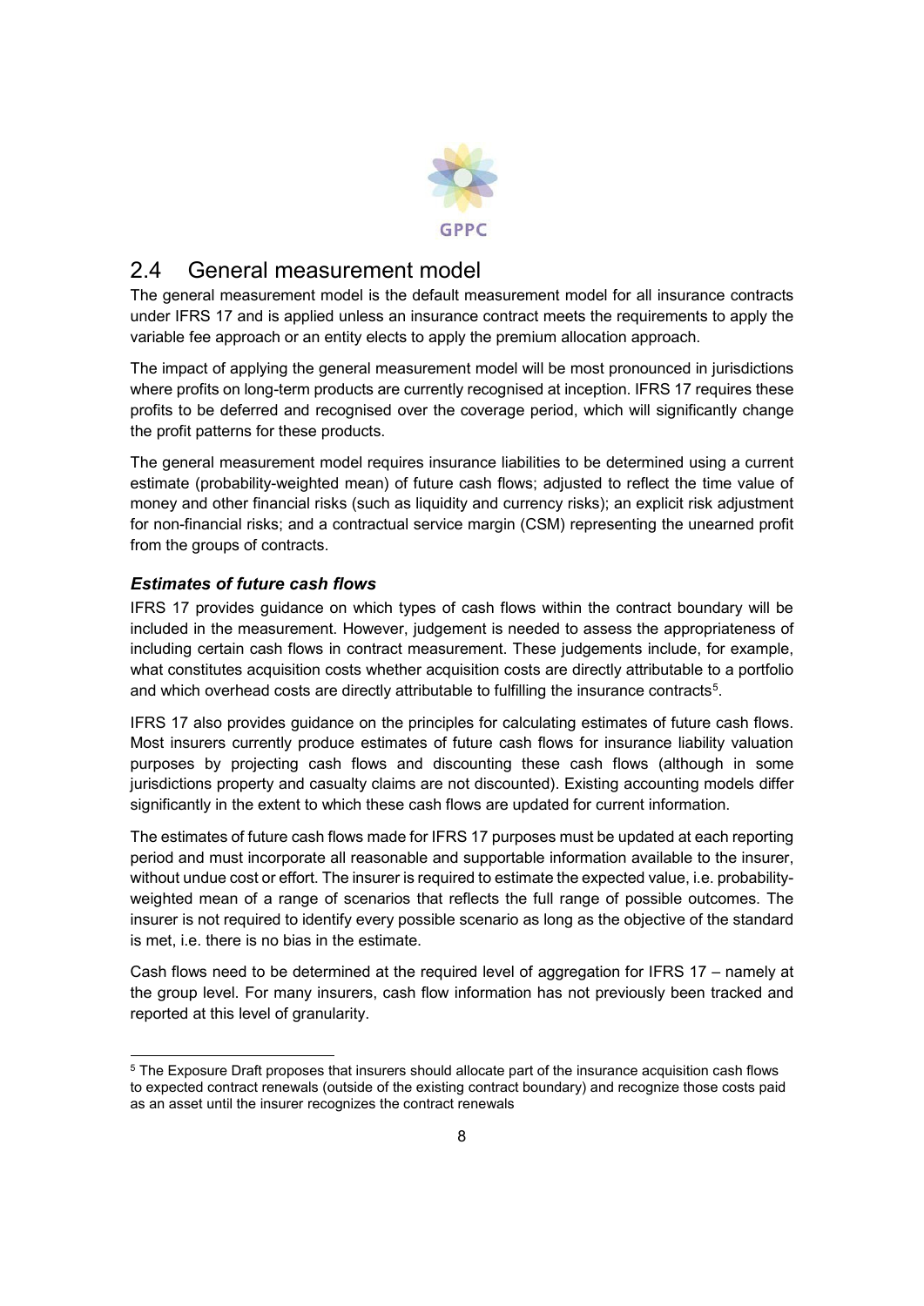## 2.4 General measurement model

The general measurement model is the default measurement model for all insurance contracts under IFRS 17 and is applied unless an insurance contract meets the requirements to apply the variable fee approach or an entity elects to apply the premium allocation approach.

The impact of applying the general measurement model will be most pronounced in jurisdictions where profits on long-term products are currently recognised at inception. IFRS 17 requires these profits to be deferred and recognised over the coverage period, which will significantly change the profit patterns for these products.

The general measurement model requires insurance liabilities to be determined using a current estimate (probability-weighted mean) of future cash flows; adjusted to reflect the time value of money and other financial risks (such as liquidity and currency risks); an explicit risk adjustment for non-financial risks; and a contractual service margin (CSM) representing the unearned profit from the groups of contracts.

### *Estimates of future cash flows*

IFRS 17 provides guidance on which types of cash flows within the contract boundary will be included in the measurement. However, judgement is needed to assess the appropriateness of including certain cash flows in contract measurement. These judgements include, for example, what constitutes acquisition costs whether acquisition costs are directly attributable to a portfolio and which overhead costs are directly attributable to fulfilling the insurance contracts[5].

IFRS 17 also provides guidance on the principles for calculating estimates of future cash flows. Most insurers currently produce estimates of future cash flows for insurance liability valuation purposes by projecting cash flows and discounting these cash flows (although in some jurisdictions property and casualty claims are not discounted). Existing accounting models differ significantly in the extent to which these cash flows are updated for current information.

The estimates of future cash flows made for IFRS 17 purposes must be updated at each reporting period and must incorporate all reasonable and supportable information available to the insurer, without undue cost or effort. The insurer is required to estimate the expected value, i.e. probability-weighted mean of a range of scenarios that reflects the full range of possible outcomes. The insurer is not required to identify every possible scenario as long as the objective of the standard is met, i.e. there is no bias in the estimate.

Cash flows need to be determined at the required level of aggregation for IFRS 17 – namely at the group level. For many insurers, cash flow information has not previously been tracked and reported at this level of granularity.

---

[5] The Exposure Draft proposes that insurers should allocate part of the insurance acquisition cash flows to expected contract renewals (outside of the existing contract boundary) and recognize those costs paid as an asset until the insurer recognizes the contract renewals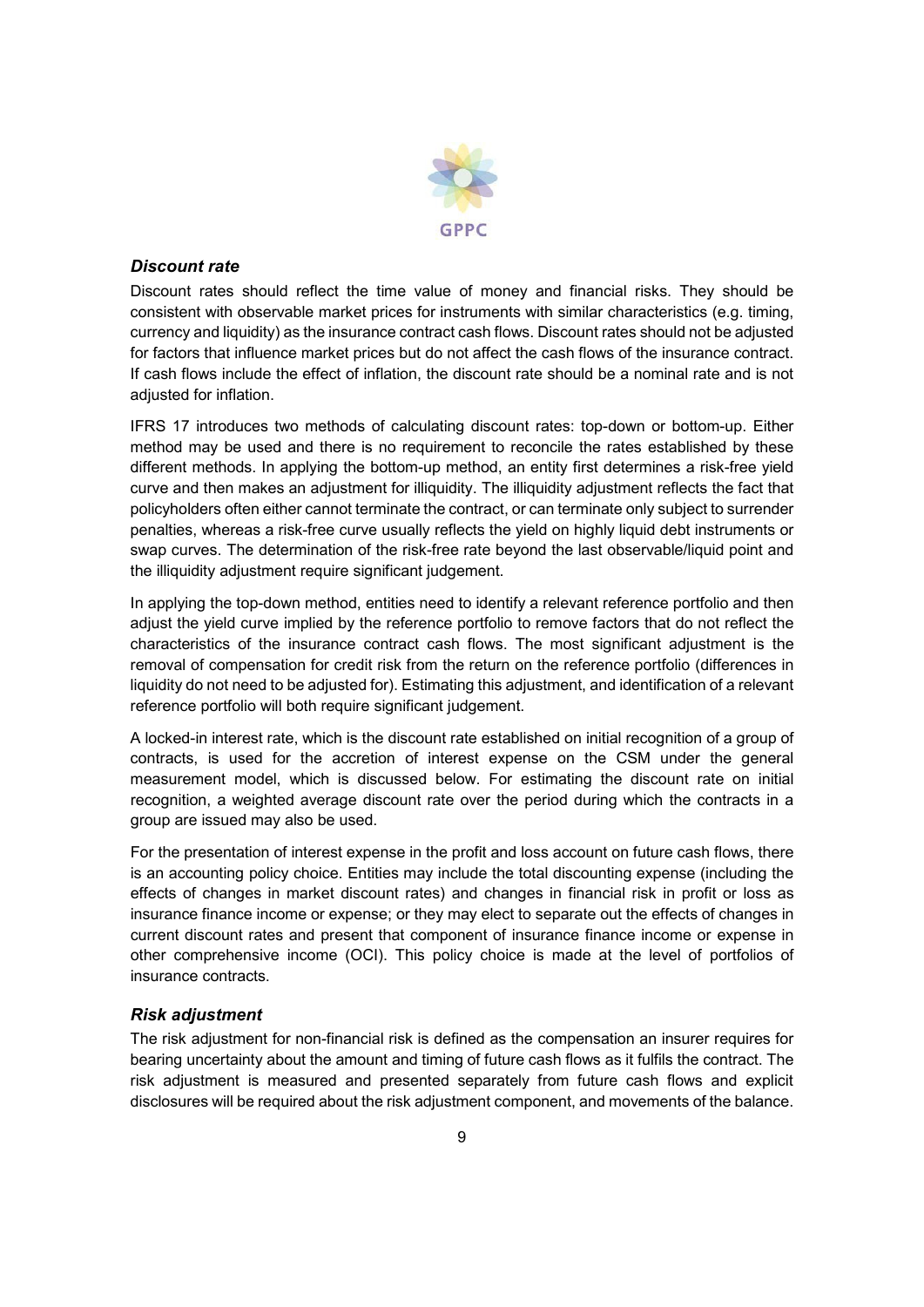### *Discount rate*

Discount rates should reflect the time value of money and financial risks. They should be consistent with observable market prices for instruments with similar characteristics (e.g. timing, currency and liquidity) as the insurance contract cash flows. Discount rates should not be adjusted for factors that influence market prices but do not affect the cash flows of the insurance contract. If cash flows include the effect of inflation, the discount rate should be a nominal rate and is not adjusted for inflation.

IFRS 17 introduces two methods of calculating discount rates: top-down or bottom-up. Either method may be used and there is no requirement to reconcile the rates established by these different methods. In applying the bottom-up method, an entity first determines a risk-free yield curve and then makes an adjustment for illiquidity. The illiquidity adjustment reflects the fact that policyholders often either cannot terminate the contract, or can terminate only subject to surrender penalties, whereas a risk-free curve usually reflects the yield on highly liquid debt instruments or swap curves. The determination of the risk-free rate beyond the last observable/liquid point and the illiquidity adjustment require significant judgement.

In applying the top-down method, entities need to identify a relevant reference portfolio and then adjust the yield curve implied by the reference portfolio to remove factors that do not reflect the characteristics of the insurance contract cash flows. The most significant adjustment is the removal of compensation for credit risk from the return on the reference portfolio (differences in liquidity do not need to be adjusted for). Estimating this adjustment, and identification of a relevant reference portfolio will both require significant judgement.

A locked-in interest rate, which is the discount rate established on initial recognition of a group of contracts, is used for the accretion of interest expense on the CSM under the general measurement model, which is discussed below. For estimating the discount rate on initial recognition, a weighted average discount rate over the period during which the contracts in a group are issued may also be used.

For the presentation of interest expense in the profit and loss account on future cash flows, there is an accounting policy choice. Entities may include the total discounting expense (including the effects of changes in market discount rates) and changes in financial risk in profit or loss as insurance finance income or expense; or they may elect to separate out the effects of changes in current discount rates and present that component of insurance finance income or expense in other comprehensive income (OCI). This policy choice is made at the level of portfolios of insurance contracts.

### *Risk adjustment*

The risk adjustment for non-financial risk is defined as the compensation an insurer requires for bearing uncertainty about the amount and timing of future cash flows as it fulfils the contract. The risk adjustment is measured and presented separately from future cash flows and explicit disclosures will be required about the risk adjustment component, and movements of the balance.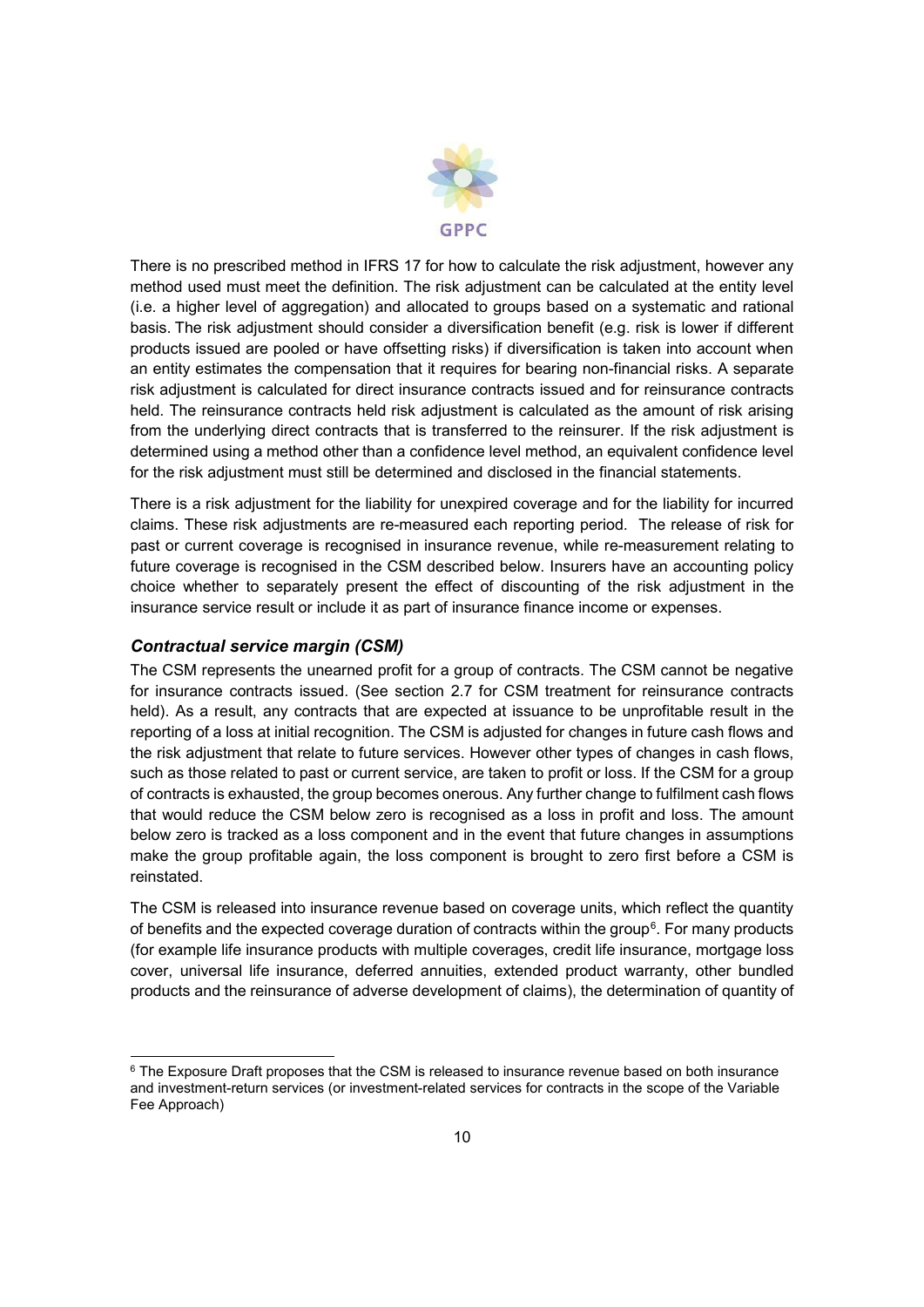There is no prescribed method in IFRS 17 for how to calculate the risk adjustment, however any method used must meet the definition. The risk adjustment can be calculated at the entity level (i.e. a higher level of aggregation) and allocated to groups based on a systematic and rational basis. The risk adjustment should consider a diversification benefit (e.g. risk is lower if different products issued are pooled or have offsetting risks) if diversification is taken into account when an entity estimates the compensation that it requires for bearing non-financial risks. A separate risk adjustment is calculated for direct insurance contracts issued and for reinsurance contracts held. The reinsurance contracts held risk adjustment is calculated as the amount of risk arising from the underlying direct contracts that is transferred to the reinsurer. If the risk adjustment is determined using a method other than a confidence level method, an equivalent confidence level for the risk adjustment must still be determined and disclosed in the financial statements.

There is a risk adjustment for the liability for unexpired coverage and for the liability for incurred claims. These risk adjustments are re-measured each reporting period. The release of risk for past or current coverage is recognised in insurance revenue, while re-measurement relating to future coverage is recognised in the CSM described below. Insurers have an accounting policy choice whether to separately present the effect of discounting of the risk adjustment in the insurance service result or include it as part of insurance finance income or expenses.

### *Contractual service margin (CSM)*

The CSM represents the unearned profit for a group of contracts. The CSM cannot be negative for insurance contracts issued. (See section 2.7 for CSM treatment for reinsurance contracts held). As a result, any contracts that are expected at issuance to be unprofitable result in the reporting of a loss at initial recognition. The CSM is adjusted for changes in future cash flows and the risk adjustment that relate to future services. However other types of changes in cash flows, such as those related to past or current service, are taken to profit or loss. If the CSM for a group of contracts is exhausted, the group becomes onerous. Any further change to fulfilment cash flows that would reduce the CSM below zero is recognised as a loss in profit and loss. The amount below zero is tracked as a loss component and in the event that future changes in assumptions make the group profitable again, the loss component is brought to zero first before a CSM is reinstated.

The CSM is released into insurance revenue based on coverage units, which reflect the quantity of benefits and the expected coverage duration of contracts within the group[6]. For many products (for example life insurance products with multiple coverages, credit life insurance, mortgage loss cover, universal life insurance, deferred annuities, extended product warranty, other bundled products and the reinsurance of adverse development of claims), the determination of quantity of

[6] The Exposure Draft proposes that the CSM is released to insurance revenue based on both insurance and investment-return services (or investment-related services for contracts in the scope of the Variable Fee Approach)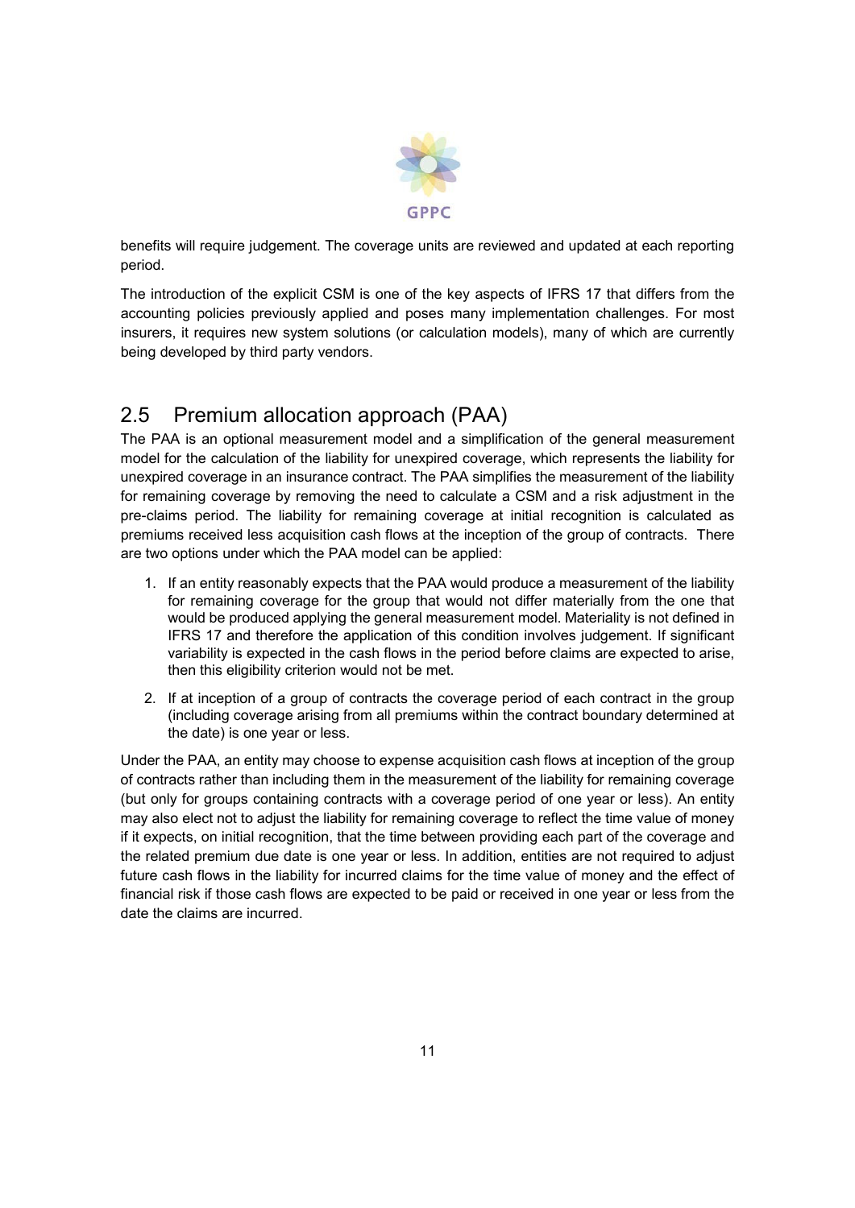benefits will require judgement. The coverage units are reviewed and updated at each reporting period.

The introduction of the explicit CSM is one of the key aspects of IFRS 17 that differs from the accounting policies previously applied and poses many implementation challenges. For most insurers, it requires new system solutions (or calculation models), many of which are currently being developed by third party vendors.

## 2.5 Premium allocation approach (PAA)

The PAA is an optional measurement model and a simplification of the general measurement model for the calculation of the liability for unexpired coverage, which represents the liability for unexpired coverage in an insurance contract. The PAA simplifies the measurement of the liability for remaining coverage by removing the need to calculate a CSM and a risk adjustment in the pre-claims period. The liability for remaining coverage at initial recognition is calculated as premiums received less acquisition cash flows at the inception of the group of contracts. There are two options under which the PAA model can be applied:

1. If an entity reasonably expects that the PAA would produce a measurement of the liability for remaining coverage for the group that would not differ materially from the one that would be produced applying the general measurement model. Materiality is not defined in IFRS 17 and therefore the application of this condition involves judgement. If significant variability is expected in the cash flows in the period before claims are expected to arise, then this eligibility criterion would not be met.
2. If at inception of a group of contracts the coverage period of each contract in the group (including coverage arising from all premiums within the contract boundary determined at the date) is one year or less.

Under the PAA, an entity may choose to expense acquisition cash flows at inception of the group of contracts rather than including them in the measurement of the liability for remaining coverage (but only for groups containing contracts with a coverage period of one year or less). An entity may also elect not to adjust the liability for remaining coverage to reflect the time value of money if it expects, on initial recognition, that the time between providing each part of the coverage and the related premium due date is one year or less. In addition, entities are not required to adjust future cash flows in the liability for incurred claims for the time value of money and the effect of financial risk if those cash flows are expected to be paid or received in one year or less from the date the claims are incurred.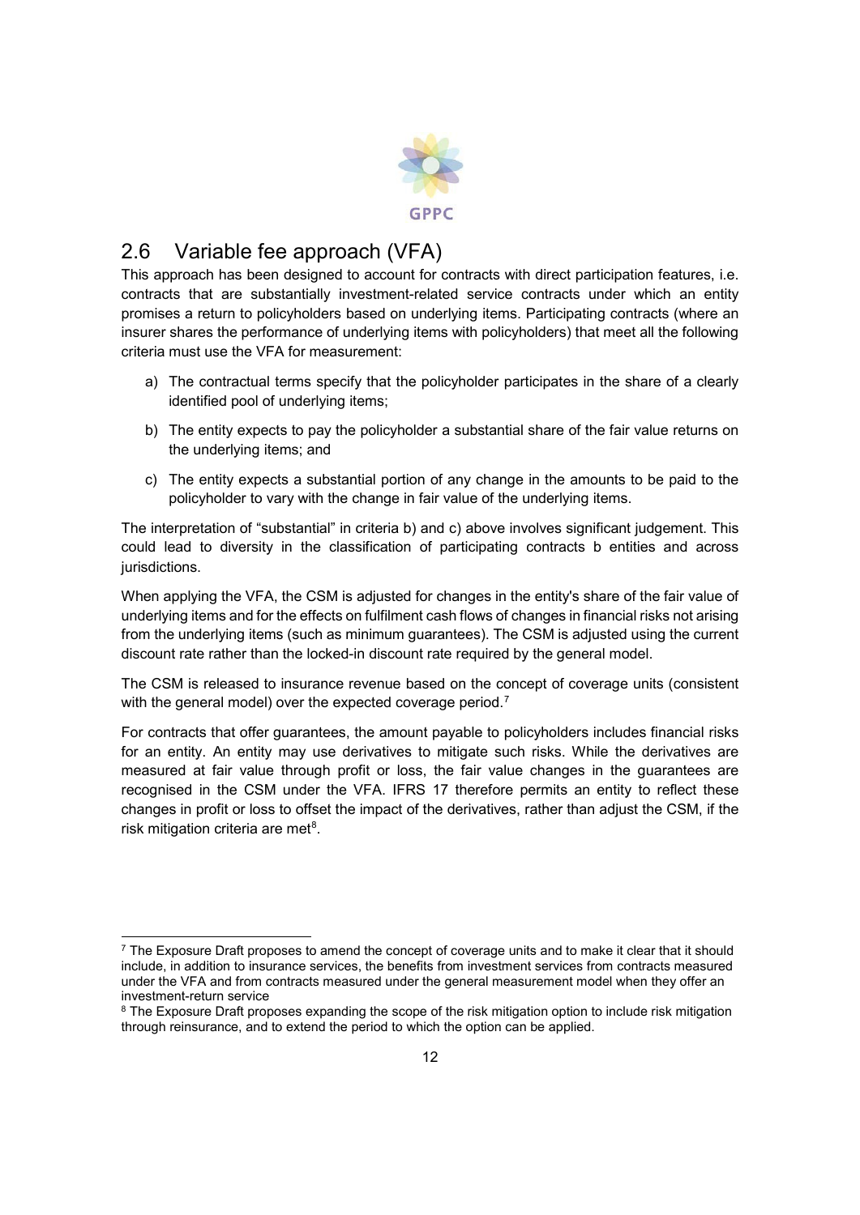## 2.6 Variable fee approach (VFA)

This approach has been designed to account for contracts with direct participation features, i.e. contracts that are substantially investment-related service contracts under which an entity promises a return to policyholders based on underlying items. Participating contracts (where an insurer shares the performance of underlying items with policyholders) that meet all the following criteria must use the VFA for measurement:

a) The contractual terms specify that the policyholder participates in the share of a clearly identified pool of underlying items;

b) The entity expects to pay the policyholder a substantial share of the fair value returns on the underlying items; and

c) The entity expects a substantial portion of any change in the amounts to be paid to the policyholder to vary with the change in fair value of the underlying items.

The interpretation of "substantial" in criteria b) and c) above involves significant judgement. This could lead to diversity in the classification of participating contracts b entities and across jurisdictions.

When applying the VFA, the CSM is adjusted for changes in the entity's share of the fair value of underlying items and for the effects on fulfilment cash flows of changes in financial risks not arising from the underlying items (such as minimum guarantees). The CSM is adjusted using the current discount rate rather than the locked-in discount rate required by the general model.

The CSM is released to insurance revenue based on the concept of coverage units (consistent with the general model) over the expected coverage period.[7]

For contracts that offer guarantees, the amount payable to policyholders includes financial risks for an entity. An entity may use derivatives to mitigate such risks. While the derivatives are measured at fair value through profit or loss, the fair value changes in the guarantees are recognised in the CSM under the VFA. IFRS 17 therefore permits an entity to reflect these changes in profit or loss to offset the impact of the derivatives, rather than adjust the CSM, if the risk mitigation criteria are met[8].

---

[7] The Exposure Draft proposes to amend the concept of coverage units and to make it clear that it should include, in addition to insurance services, the benefits from investment services from contracts measured under the VFA and from contracts measured under the general measurement model when they offer an investment-return service

[8] The Exposure Draft proposes expanding the scope of the risk mitigation option to include risk mitigation through reinsurance, and to extend the period to which the option can be applied.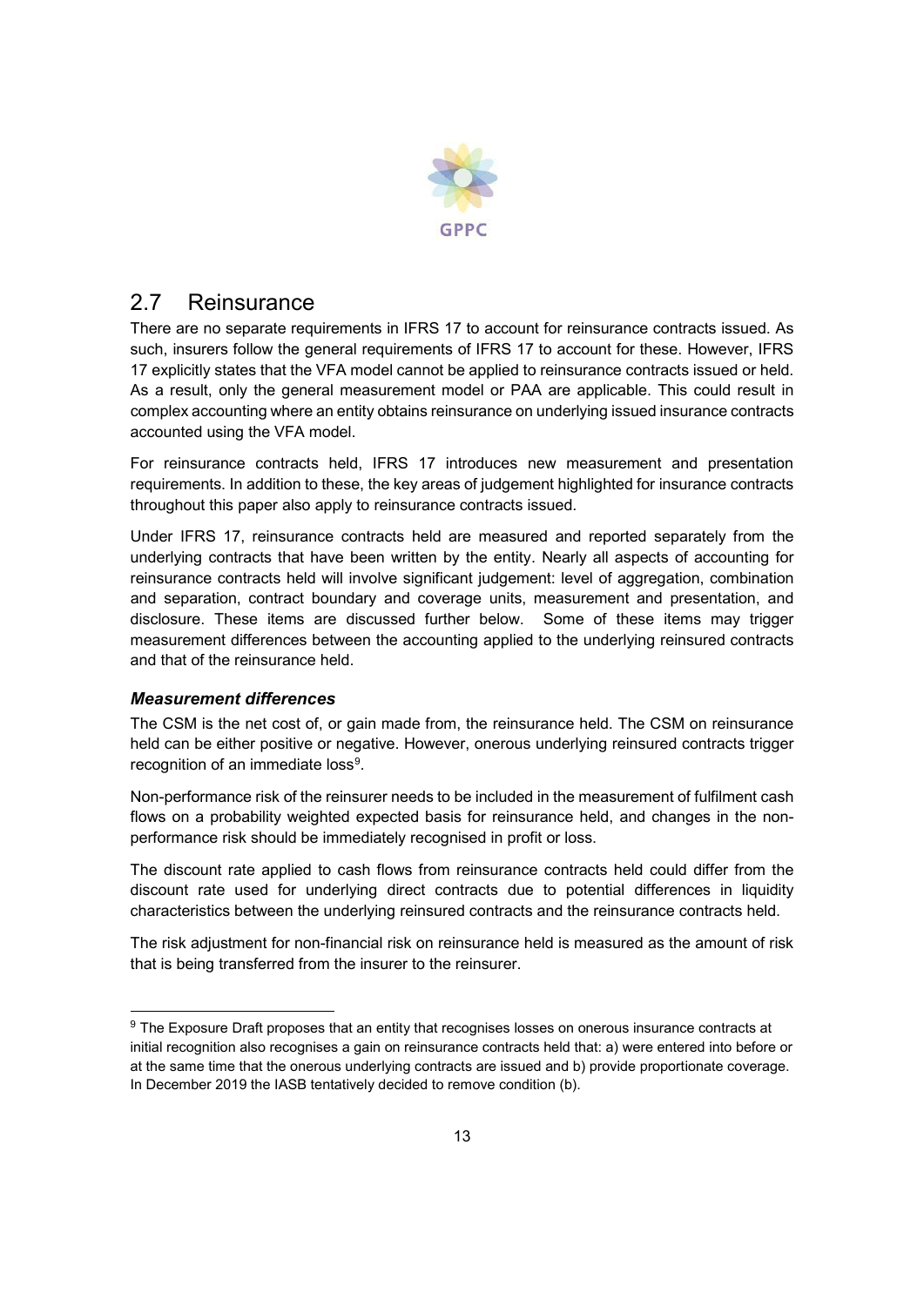## 2.7 Reinsurance

There are no separate requirements in IFRS 17 to account for reinsurance contracts issued. As such, insurers follow the general requirements of IFRS 17 to account for these. However, IFRS 17 explicitly states that the VFA model cannot be applied to reinsurance contracts issued or held. As a result, only the general measurement model or PAA are applicable. This could result in complex accounting where an entity obtains reinsurance on underlying issued insurance contracts accounted using the VFA model.

For reinsurance contracts held, IFRS 17 introduces new measurement and presentation requirements. In addition to these, the key areas of judgement highlighted for insurance contracts throughout this paper also apply to reinsurance contracts issued.

Under IFRS 17, reinsurance contracts held are measured and reported separately from the underlying contracts that have been written by the entity. Nearly all aspects of accounting for reinsurance contracts held will involve significant judgement: level of aggregation, combination and separation, contract boundary and coverage units, measurement and presentation, and disclosure. These items are discussed further below. Some of these items may trigger measurement differences between the accounting applied to the underlying reinsured contracts and that of the reinsurance held.

### *Measurement differences*

The CSM is the net cost of, or gain made from, the reinsurance held. The CSM on reinsurance held can be either positive or negative. However, onerous underlying reinsured contracts trigger recognition of an immediate loss[9].

Non-performance risk of the reinsurer needs to be included in the measurement of fulfilment cash flows on a probability weighted expected basis for reinsurance held, and changes in the non-performance risk should be immediately recognised in profit or loss.

The discount rate applied to cash flows from reinsurance contracts held could differ from the discount rate used for underlying direct contracts due to potential differences in liquidity characteristics between the underlying reinsured contracts and the reinsurance contracts held.

The risk adjustment for non-financial risk on reinsurance held is measured as the amount of risk that is being transferred from the insurer to the reinsurer.

---

[9] The Exposure Draft proposes that an entity that recognises losses on onerous insurance contracts at initial recognition also recognises a gain on reinsurance contracts held that: a) were entered into before or at the same time that the onerous underlying contracts are issued and b) provide proportionate coverage. In December 2019 the IASB tentatively decided to remove condition (b).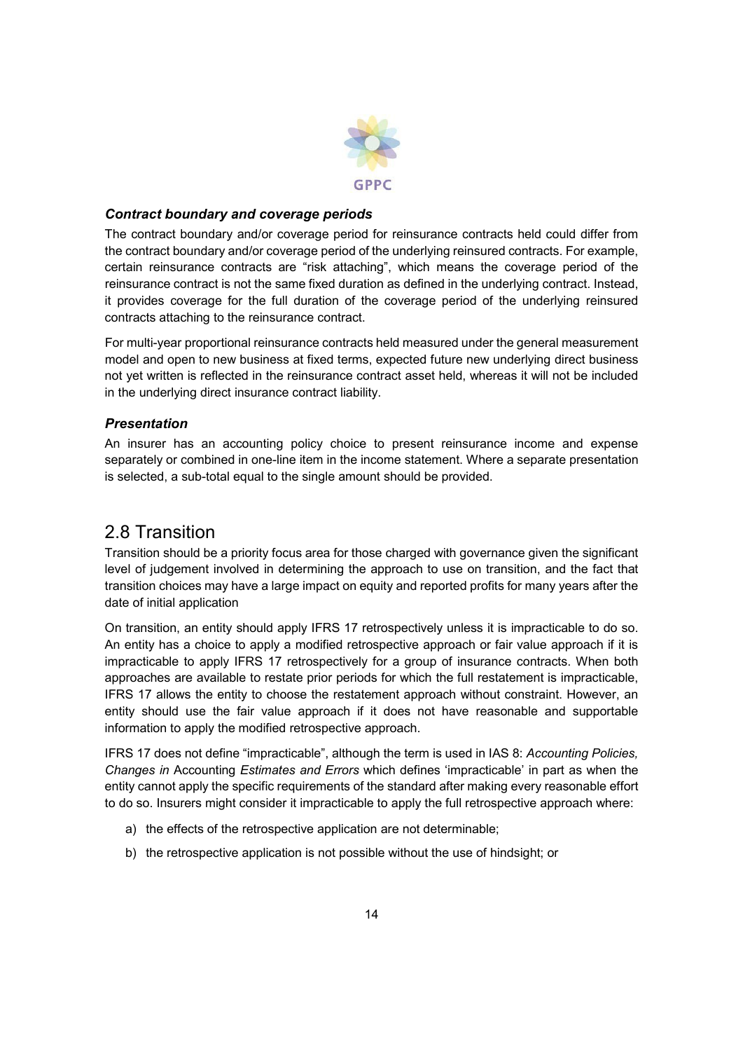### *Contract boundary and coverage periods*

The contract boundary and/or coverage period for reinsurance contracts held could differ from the contract boundary and/or coverage period of the underlying reinsured contracts. For example, certain reinsurance contracts are "risk attaching", which means the coverage period of the reinsurance contract is not the same fixed duration as defined in the underlying contract. Instead, it provides coverage for the full duration of the coverage period of the underlying reinsured contracts attaching to the reinsurance contract.

For multi-year proportional reinsurance contracts held measured under the general measurement model and open to new business at fixed terms, expected future new underlying direct business not yet written is reflected in the reinsurance contract asset held, whereas it will not be included in the underlying direct insurance contract liability.

### *Presentation*

An insurer has an accounting policy choice to present reinsurance income and expense separately or combined in one-line item in the income statement. Where a separate presentation is selected, a sub-total equal to the single amount should be provided.

## 2.8 Transition

Transition should be a priority focus area for those charged with governance given the significant level of judgement involved in determining the approach to use on transition, and the fact that transition choices may have a large impact on equity and reported profits for many years after the date of initial application

On transition, an entity should apply IFRS 17 retrospectively unless it is impracticable to do so. An entity has a choice to apply a modified retrospective approach or fair value approach if it is impracticable to apply IFRS 17 retrospectively for a group of insurance contracts. When both approaches are available to restate prior periods for which the full restatement is impracticable, IFRS 17 allows the entity to choose the restatement approach without constraint. However, an entity should use the fair value approach if it does not have reasonable and supportable information to apply the modified retrospective approach.

IFRS 17 does not define "impracticable", although the term is used in IAS 8: *Accounting Policies, Changes in* Accounting *Estimates and Errors* which defines 'impracticable' in part as when the entity cannot apply the specific requirements of the standard after making every reasonable effort to do so. Insurers might consider it impracticable to apply the full retrospective approach where:

a) the effects of the retrospective application are not determinable;

b) the retrospective application is not possible without the use of hindsight; or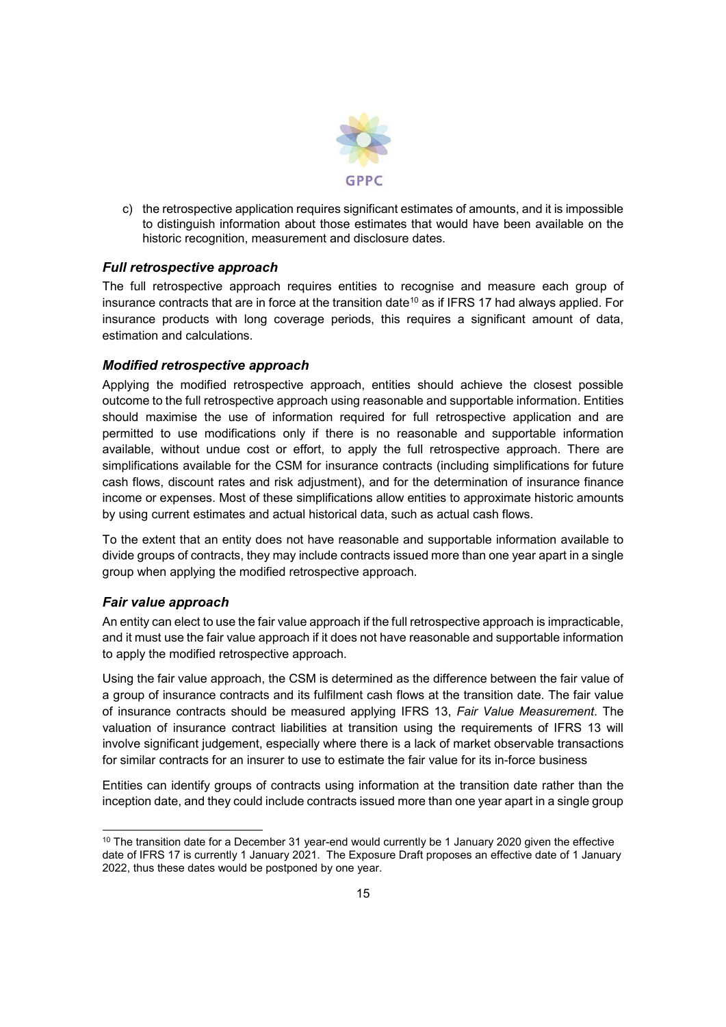c) the retrospective application requires significant estimates of amounts, and it is impossible to distinguish information about those estimates that would have been available on the historic recognition, measurement and disclosure dates.

### *Full retrospective approach*

The full retrospective approach requires entities to recognise and measure each group of insurance contracts that are in force at the transition date[10] as if IFRS 17 had always applied. For insurance products with long coverage periods, this requires a significant amount of data, estimation and calculations.

### *Modified retrospective approach*

Applying the modified retrospective approach, entities should achieve the closest possible outcome to the full retrospective approach using reasonable and supportable information. Entities should maximise the use of information required for full retrospective application and are permitted to use modifications only if there is no reasonable and supportable information available, without undue cost or effort, to apply the full retrospective approach. There are simplifications available for the CSM for insurance contracts (including simplifications for future cash flows, discount rates and risk adjustment), and for the determination of insurance finance income or expenses. Most of these simplifications allow entities to approximate historic amounts by using current estimates and actual historical data, such as actual cash flows.

To the extent that an entity does not have reasonable and supportable information available to divide groups of contracts, they may include contracts issued more than one year apart in a single group when applying the modified retrospective approach.

### *Fair value approach*

An entity can elect to use the fair value approach if the full retrospective approach is impracticable, and it must use the fair value approach if it does not have reasonable and supportable information to apply the modified retrospective approach.

Using the fair value approach, the CSM is determined as the difference between the fair value of a group of insurance contracts and its fulfilment cash flows at the transition date. The fair value of insurance contracts should be measured applying IFRS 13, *Fair Value Measurement*. The valuation of insurance contract liabilities at transition using the requirements of IFRS 13 will involve significant judgement, especially where there is a lack of market observable transactions for similar contracts for an insurer to use to estimate the fair value for its in-force business

Entities can identify groups of contracts using information at the transition date rather than the inception date, and they could include contracts issued more than one year apart in a single group

[10] The transition date for a December 31 year-end would currently be 1 January 2020 given the effective date of IFRS 17 is currently 1 January 2021. The Exposure Draft proposes an effective date of 1 January 2022, thus these dates would be postponed by one year.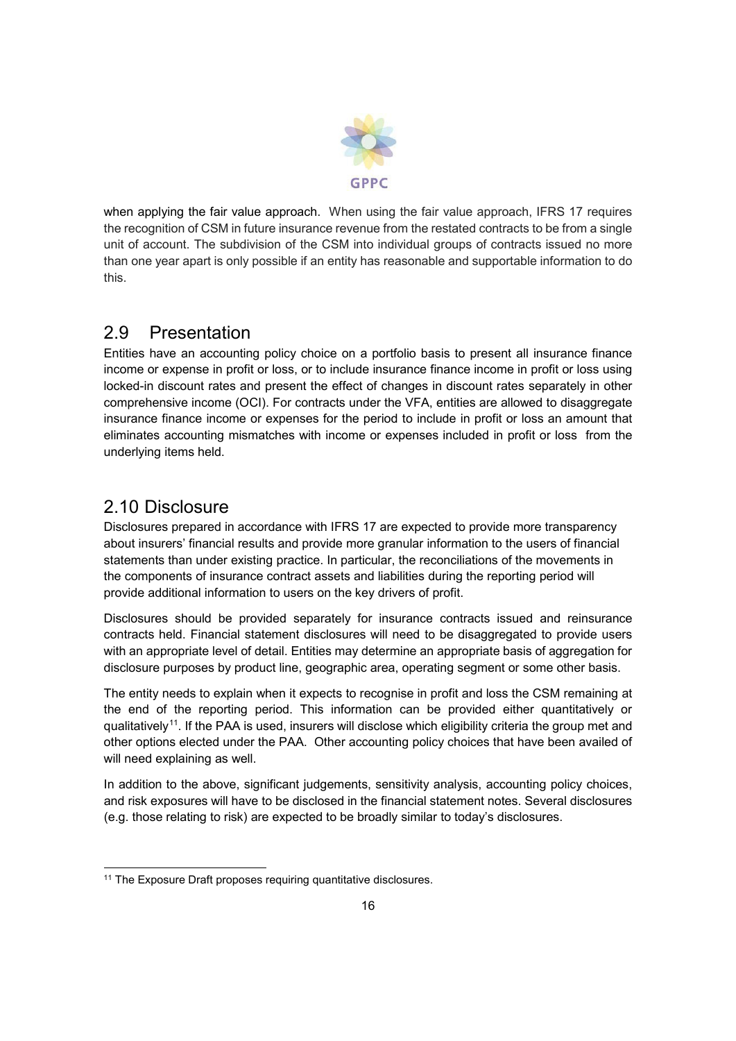when applying the fair value approach. When using the fair value approach, IFRS 17 requires the recognition of CSM in future insurance revenue from the restated contracts to be from a single unit of account. The subdivision of the CSM into individual groups of contracts issued no more than one year apart is only possible if an entity has reasonable and supportable information to do this.

## 2.9 Presentation

Entities have an accounting policy choice on a portfolio basis to present all insurance finance income or expense in profit or loss, or to include insurance finance income in profit or loss using locked-in discount rates and present the effect of changes in discount rates separately in other comprehensive income (OCI). For contracts under the VFA, entities are allowed to disaggregate insurance finance income or expenses for the period to include in profit or loss an amount that eliminates accounting mismatches with income or expenses included in profit or loss from the underlying items held.

## 2.10 Disclosure

Disclosures prepared in accordance with IFRS 17 are expected to provide more transparency about insurers' financial results and provide more granular information to the users of financial statements than under existing practice. In particular, the reconciliations of the movements in the components of insurance contract assets and liabilities during the reporting period will provide additional information to users on the key drivers of profit.

Disclosures should be provided separately for insurance contracts issued and reinsurance contracts held. Financial statement disclosures will need to be disaggregated to provide users with an appropriate level of detail. Entities may determine an appropriate basis of aggregation for disclosure purposes by product line, geographic area, operating segment or some other basis.

The entity needs to explain when it expects to recognise in profit and loss the CSM remaining at the end of the reporting period. This information can be provided either quantitatively or qualitatively[11]. If the PAA is used, insurers will disclose which eligibility criteria the group met and other options elected under the PAA. Other accounting policy choices that have been availed of will need explaining as well.

In addition to the above, significant judgements, sensitivity analysis, accounting policy choices, and risk exposures will have to be disclosed in the financial statement notes. Several disclosures (e.g. those relating to risk) are expected to be broadly similar to today's disclosures.

---

[11] The Exposure Draft proposes requiring quantitative disclosures.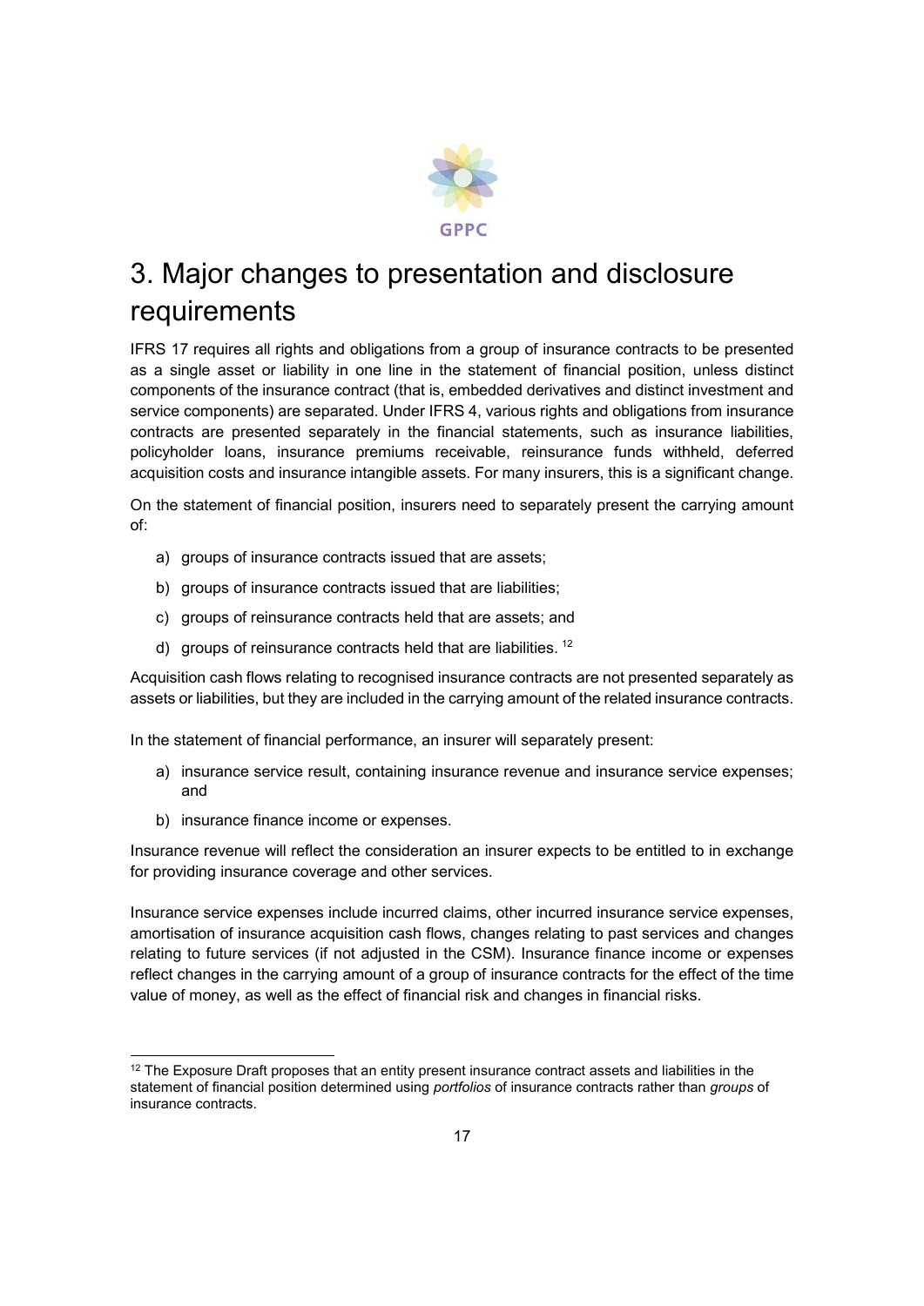# 3. Major changes to presentation and disclosure requirements

IFRS 17 requires all rights and obligations from a group of insurance contracts to be presented as a single asset or liability in one line in the statement of financial position, unless distinct components of the insurance contract (that is, embedded derivatives and distinct investment and service components) are separated. Under IFRS 4, various rights and obligations from insurance contracts are presented separately in the financial statements, such as insurance liabilities, policyholder loans, insurance premiums receivable, reinsurance funds withheld, deferred acquisition costs and insurance intangible assets. For many insurers, this is a significant change.

On the statement of financial position, insurers need to separately present the carrying amount of:

a) groups of insurance contracts issued that are assets;

b) groups of insurance contracts issued that are liabilities;

c) groups of reinsurance contracts held that are assets; and

d) groups of reinsurance contracts held that are liabilities. [12]

Acquisition cash flows relating to recognised insurance contracts are not presented separately as assets or liabilities, but they are included in the carrying amount of the related insurance contracts.

In the statement of financial performance, an insurer will separately present:

a) insurance service result, containing insurance revenue and insurance service expenses; and

b) insurance finance income or expenses.

Insurance revenue will reflect the consideration an insurer expects to be entitled to in exchange for providing insurance coverage and other services.

Insurance service expenses include incurred claims, other incurred insurance service expenses, amortisation of insurance acquisition cash flows, changes relating to past services and changes relating to future services (if not adjusted in the CSM). Insurance finance income or expenses reflect changes in the carrying amount of a group of insurance contracts for the effect of the time value of money, as well as the effect of financial risk and changes in financial risks.

[12] The Exposure Draft proposes that an entity present insurance contract assets and liabilities in the statement of financial position determined using *portfolios* of insurance contracts rather than *groups* of insurance contracts.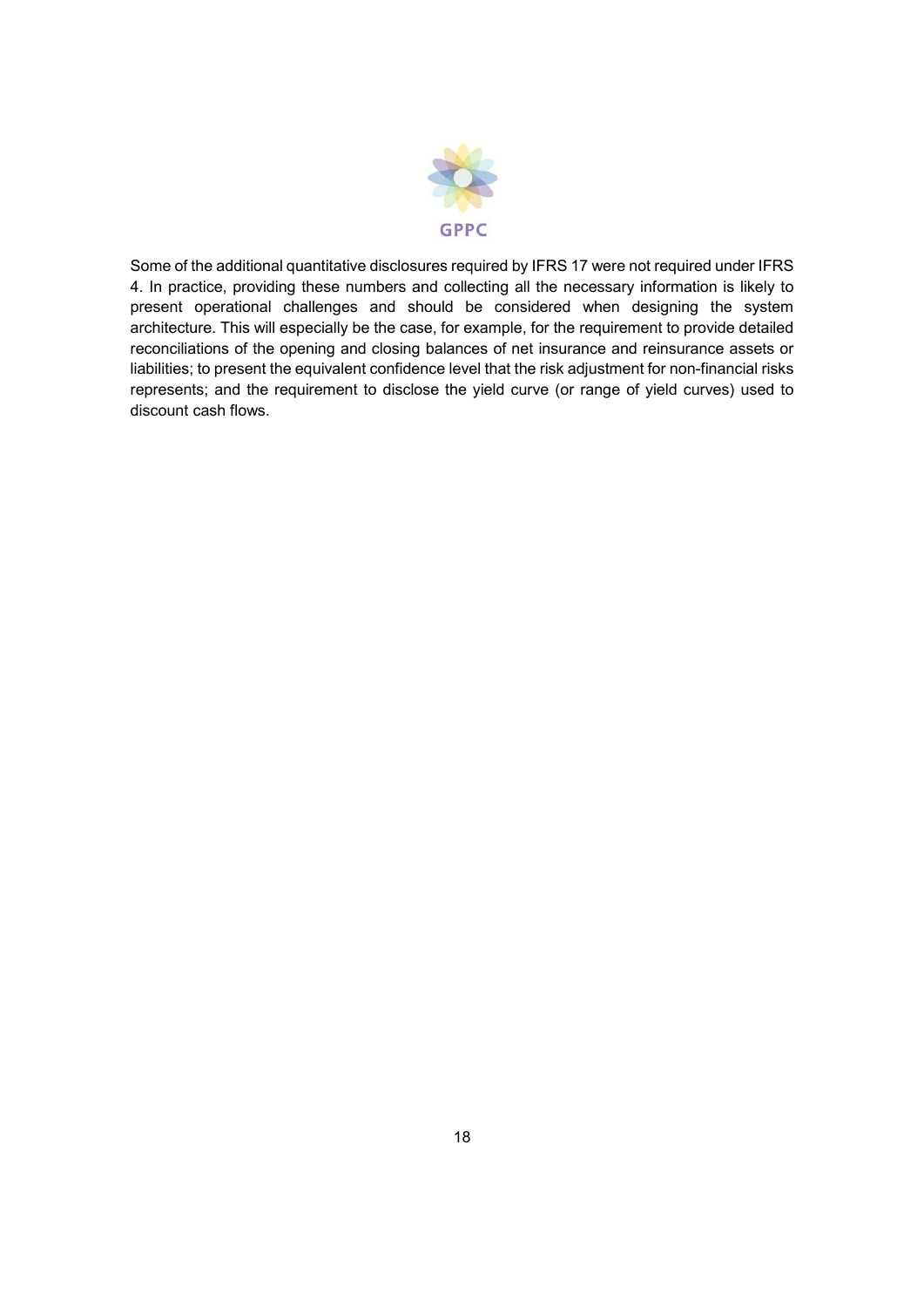Some of the additional quantitative disclosures required by IFRS 17 were not required under IFRS 4. In practice, providing these numbers and collecting all the necessary information is likely to present operational challenges and should be considered when designing the system architecture. This will especially be the case, for example, for the requirement to provide detailed reconciliations of the opening and closing balances of net insurance and reinsurance assets or liabilities; to present the equivalent confidence level that the risk adjustment for non-financial risks represents; and the requirement to disclose the yield curve (or range of yield curves) used to discount cash flows.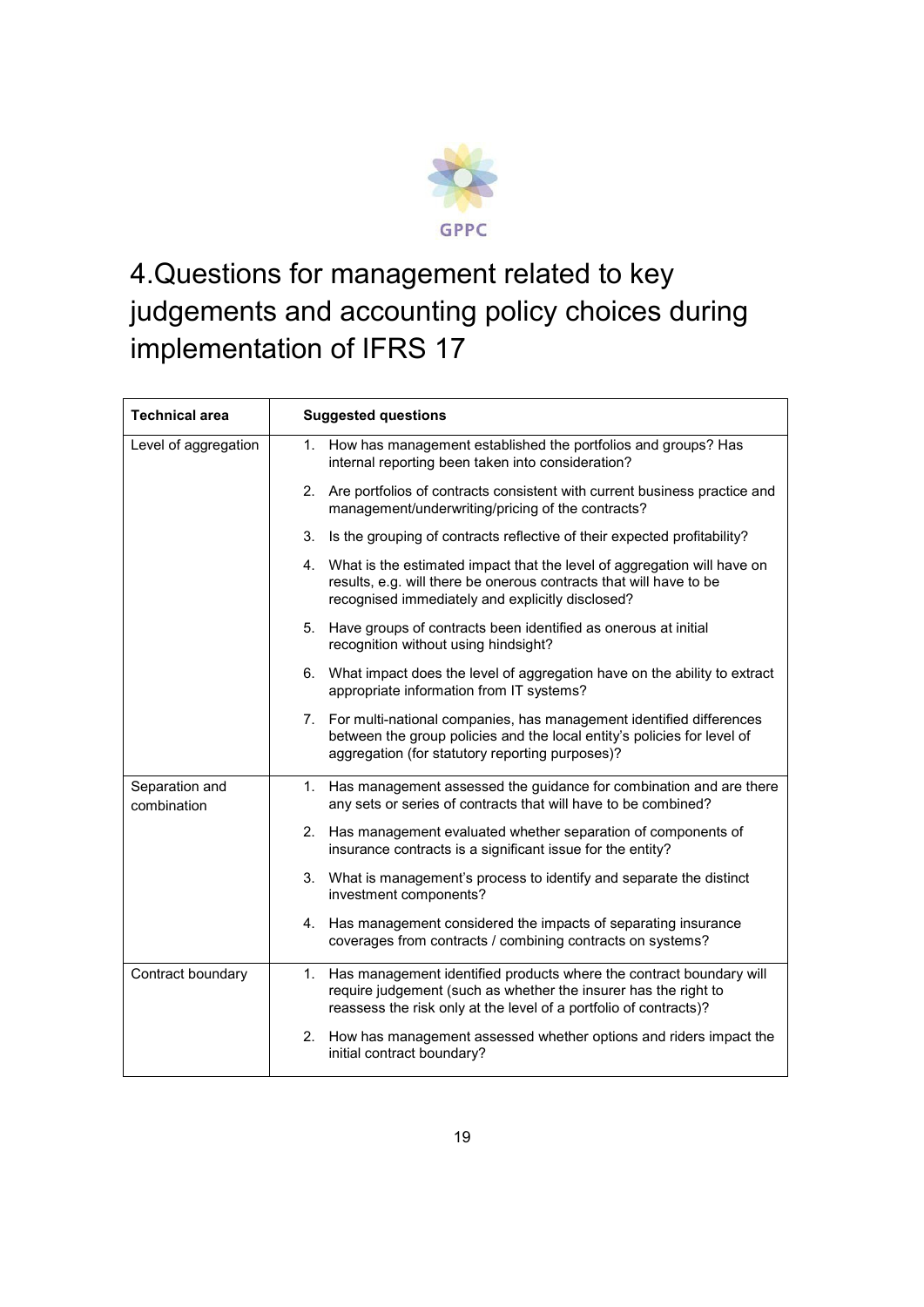# 4. Questions for management related to key judgements and accounting policy choices during implementation of IFRS 17

| Technical area | Suggested questions |
|---|---|
| Level of aggregation | 1. How has management established the portfolios and groups? Has internal reporting been taken into consideration?<br>2. Are portfolios of contracts consistent with current business practice and management/underwriting/pricing of the contracts?<br>3. Is the grouping of contracts reflective of their expected profitability?<br>4. What is the estimated impact that the level of aggregation will have on results, e.g. will there be onerous contracts that will have to be recognised immediately and explicitly disclosed?<br>5. Have groups of contracts been identified as onerous at initial recognition without using hindsight?<br>6. What impact does the level of aggregation have on the ability to extract appropriate information from IT systems?<br>7. For multi-national companies, has management identified differences between the group policies and the local entity's policies for level of aggregation (for statutory reporting purposes)? |
| Separation and combination | 1. Has management assessed the guidance for combination and are there any sets or series of contracts that will have to be combined?<br>2. Has management evaluated whether separation of components of insurance contracts is a significant issue for the entity?<br>3. What is management's process to identify and separate the distinct investment components?<br>4. Has management considered the impacts of separating insurance coverages from contracts / combining contracts on systems? |
| Contract boundary | 1. Has management identified products where the contract boundary will require judgement (such as whether the insurer has the right to reassess the risk only at the level of a portfolio of contracts)?<br>2. How has management assessed whether options and riders impact the initial contract boundary? |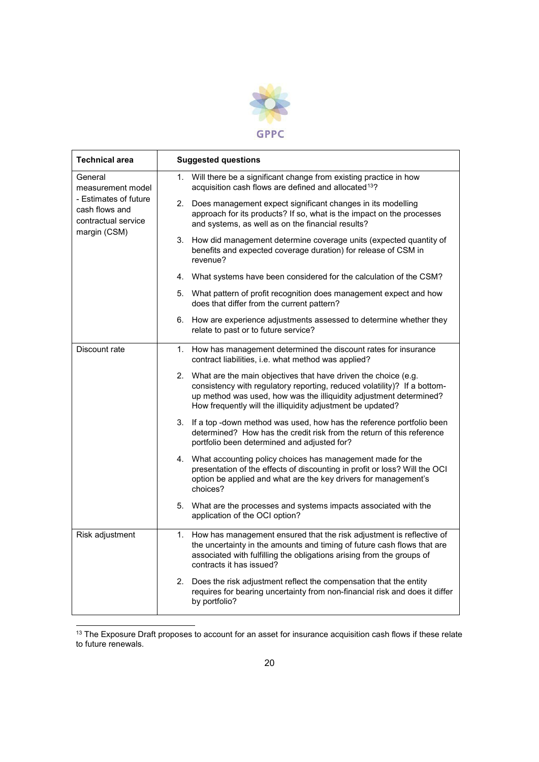| Technical area | Suggested questions |
|---|---|
| General measurement model - Estimates of future cash flows and contractual service margin (CSM) | 1. Will there be a significant change from existing practice in how acquisition cash flows are defined and allocated[13]? |
| | 2. Does management expect significant changes in its modelling approach for its products? If so, what is the impact on the processes and systems, as well as on the financial results? |
| | 3. How did management determine coverage units (expected quantity of benefits and expected coverage duration) for release of CSM in revenue? |
| | 4. What systems have been considered for the calculation of the CSM? |
| | 5. What pattern of profit recognition does management expect and how does that differ from the current pattern? |
| | 6. How are experience adjustments assessed to determine whether they relate to past or to future service? |
| Discount rate | 1. How has management determined the discount rates for insurance contract liabilities, i.e. what method was applied? |
| | 2. What are the main objectives that have driven the choice (e.g. consistency with regulatory reporting, reduced volatility)? If a bottom-up method was used, how was the illiquidity adjustment determined? How frequently will the illiquidity adjustment be updated? |
| | 3. If a top -down method was used, how has the reference portfolio been determined? How has the credit risk from the return of this reference portfolio been determined and adjusted for? |
| | 4. What accounting policy choices has management made for the presentation of the effects of discounting in profit or loss? Will the OCI option be applied and what are the key drivers for management's choices? |
| | 5. What are the processes and systems impacts associated with the application of the OCI option? |
| Risk adjustment | 1. How has management ensured that the risk adjustment is reflective of the uncertainty in the amounts and timing of future cash flows that are associated with fulfilling the obligations arising from the groups of contracts it has issued? |
| | 2. Does the risk adjustment reflect the compensation that the entity requires for bearing uncertainty from non-financial risk and does it differ by portfolio? |

[13] The Exposure Draft proposes to account for an asset for insurance acquisition cash flows if these relate to future renewals.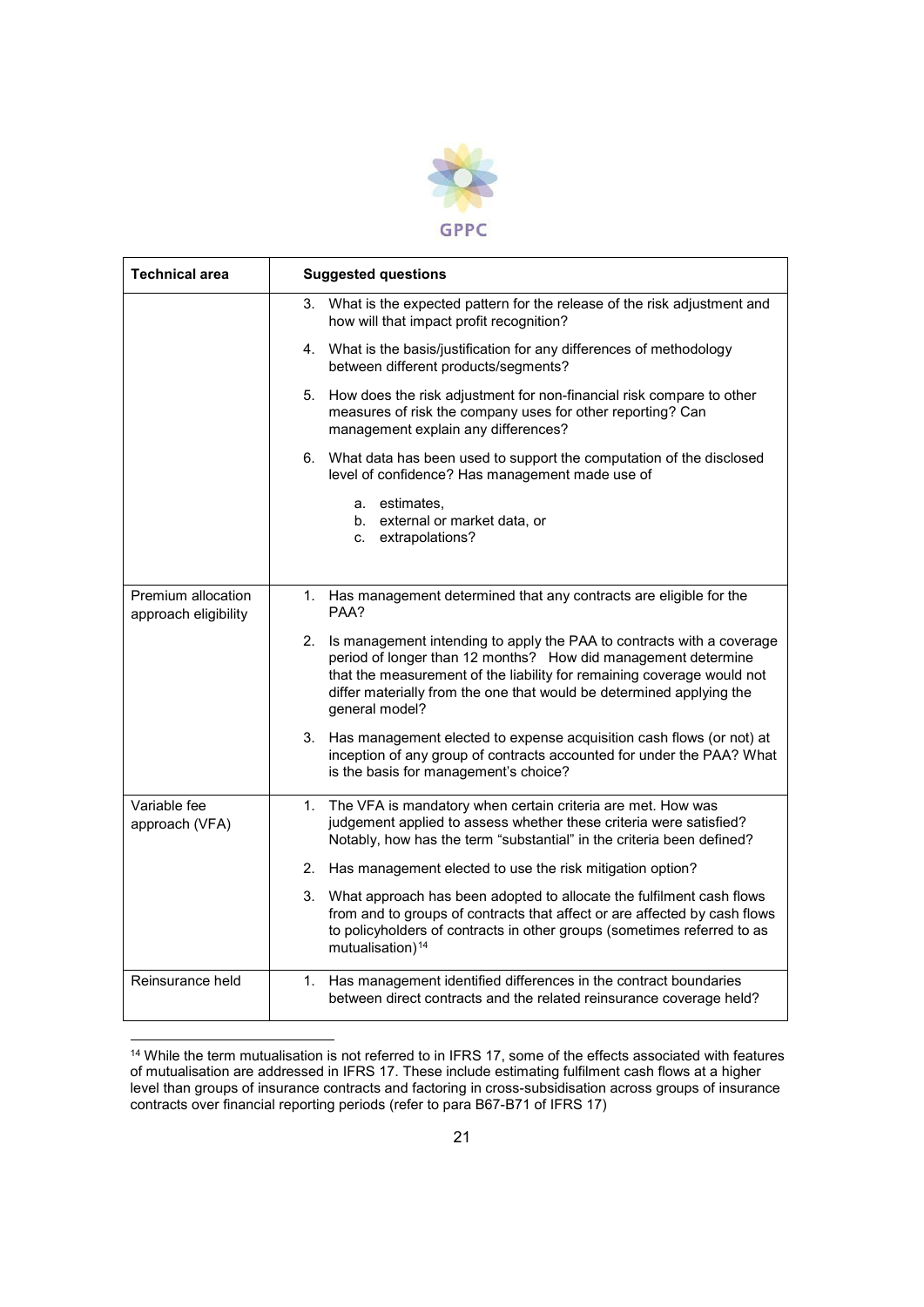| Technical area | Suggested questions |
| --- | --- |
| | 3. What is the expected pattern for the release of the risk adjustment and how will that impact profit recognition?<br><br>4. What is the basis/justification for any differences of methodology between different products/segments?<br><br>5. How does the risk adjustment for non-financial risk compare to other measures of risk the company uses for other reporting? Can management explain any differences?<br><br>6. What data has been used to support the computation of the disclosed level of confidence? Has management made use of<br>a. estimates,<br>b. external or market data, or<br>c. extrapolations? |
| Premium allocation approach eligibility | 1. Has management determined that any contracts are eligible for the PAA?<br><br>2. Is management intending to apply the PAA to contracts with a coverage period of longer than 12 months? How did management determine that the measurement of the liability for remaining coverage would not differ materially from the one that would be determined applying the general model?<br><br>3. Has management elected to expense acquisition cash flows (or not) at inception of any group of contracts accounted for under the PAA? What is the basis for management's choice? |
| Variable fee approach (VFA) | 1. The VFA is mandatory when certain criteria are met. How was judgement applied to assess whether these criteria were satisfied? Notably, how has the term "substantial" in the criteria been defined?<br><br>2. Has management elected to use the risk mitigation option?<br><br>3. What approach has been adopted to allocate the fulfilment cash flows from and to groups of contracts that affect or are affected by cash flows to policyholders of contracts in other groups (sometimes referred to as mutualisation)[14] |
| Reinsurance held | 1. Has management identified differences in the contract boundaries between direct contracts and the related reinsurance coverage held? |

[14] While the term mutualisation is not referred to in IFRS 17, some of the effects associated with features of mutualisation are addressed in IFRS 17. These include estimating fulfilment cash flows at a higher level than groups of insurance contracts and factoring in cross-subsidisation across groups of insurance contracts over financial reporting periods (refer to para B67-B71 of IFRS 17)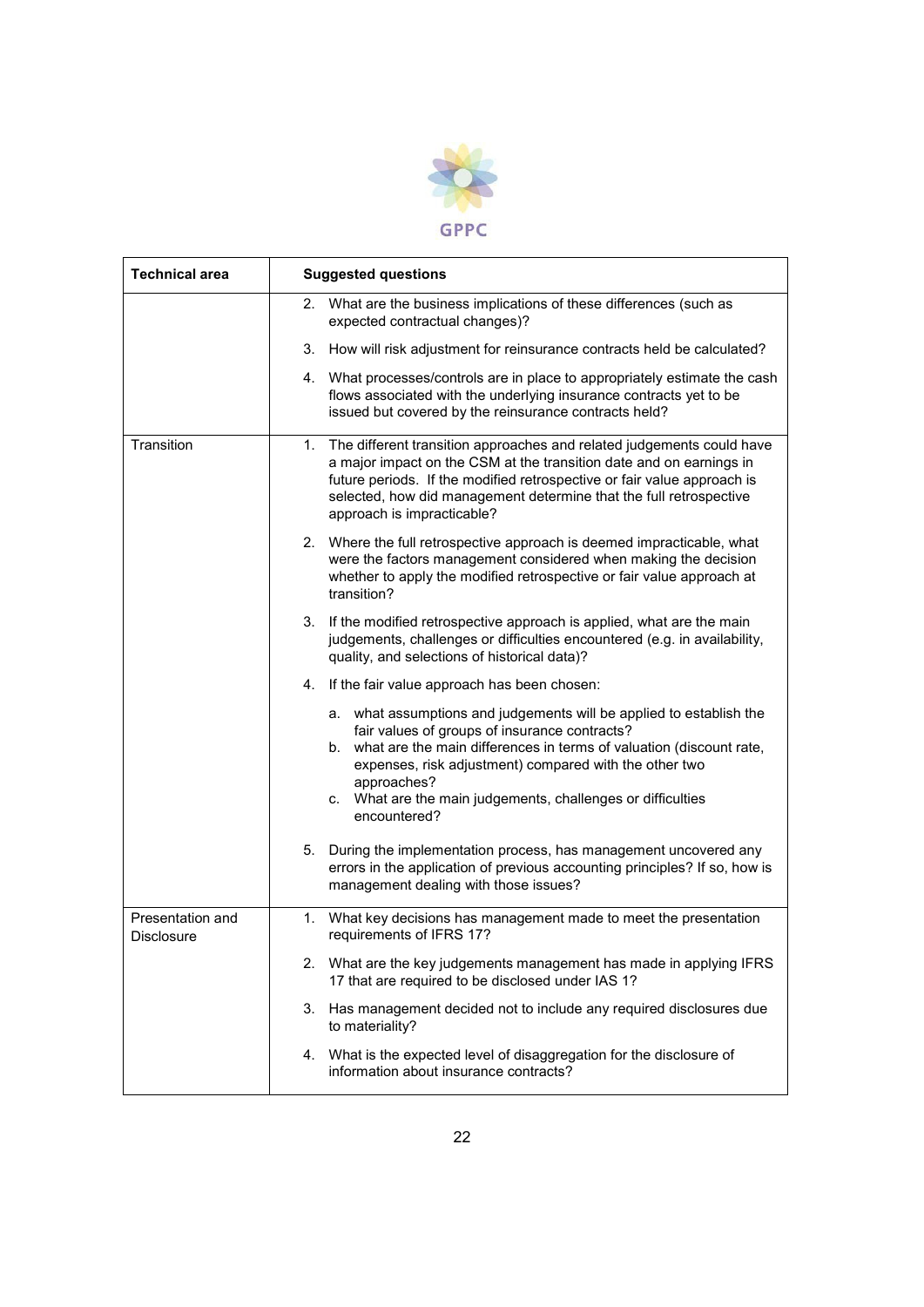| Technical area | Suggested questions |
|---|---|
| | 2. What are the business implications of these differences (such as expected contractual changes)? |
| | 3. How will risk adjustment for reinsurance contracts held be calculated? |
| | 4. What processes/controls are in place to appropriately estimate the cash flows associated with the underlying insurance contracts yet to be issued but covered by the reinsurance contracts held? |
| Transition | 1. The different transition approaches and related judgements could have a major impact on the CSM at the transition date and on earnings in future periods. If the modified retrospective or fair value approach is selected, how did management determine that the full retrospective approach is impracticable? |
| | 2. Where the full retrospective approach is deemed impracticable, what were the factors management considered when making the decision whether to apply the modified retrospective or fair value approach at transition? |
| | 3. If the modified retrospective approach is applied, what are the main judgements, challenges or difficulties encountered (e.g. in availability, quality, and selections of historical data)? |
| | 4. If the fair value approach has been chosen:<br>a. what assumptions and judgements will be applied to establish the fair values of groups of insurance contracts?<br>b. what are the main differences in terms of valuation (discount rate, expenses, risk adjustment) compared with the other two approaches?<br>c. What are the main judgements, challenges or difficulties encountered? |
| | 5. During the implementation process, has management uncovered any errors in the application of previous accounting principles? If so, how is management dealing with those issues? |
| Presentation and Disclosure | 1. What key decisions has management made to meet the presentation requirements of IFRS 17? |
| | 2. What are the key judgements management has made in applying IFRS 17 that are required to be disclosed under IAS 1? |
| | 3. Has management decided not to include any required disclosures due to materiality? |
| | 4. What is the expected level of disaggregation for the disclosure of information about insurance contracts? |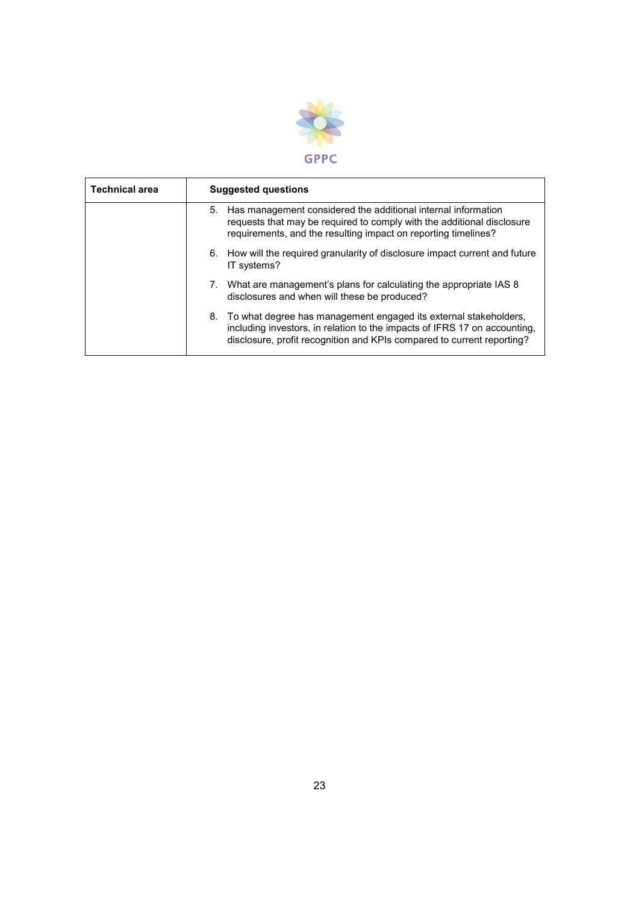| Technical area | Suggested questions |
|---|---|
| | 5. Has management considered the additional internal information requests that may be required to comply with the additional disclosure requirements, and the resulting impact on reporting timelines?<br>6. How will the required granularity of disclosure impact current and future IT systems?<br>7. What are management's plans for calculating the appropriate IAS 8 disclosures and when will these be produced?<br>8. To what degree has management engaged its external stakeholders, including investors, in relation to the impacts of IFRS 17 on accounting, disclosure, profit recognition and KPIs compared to current reporting? |